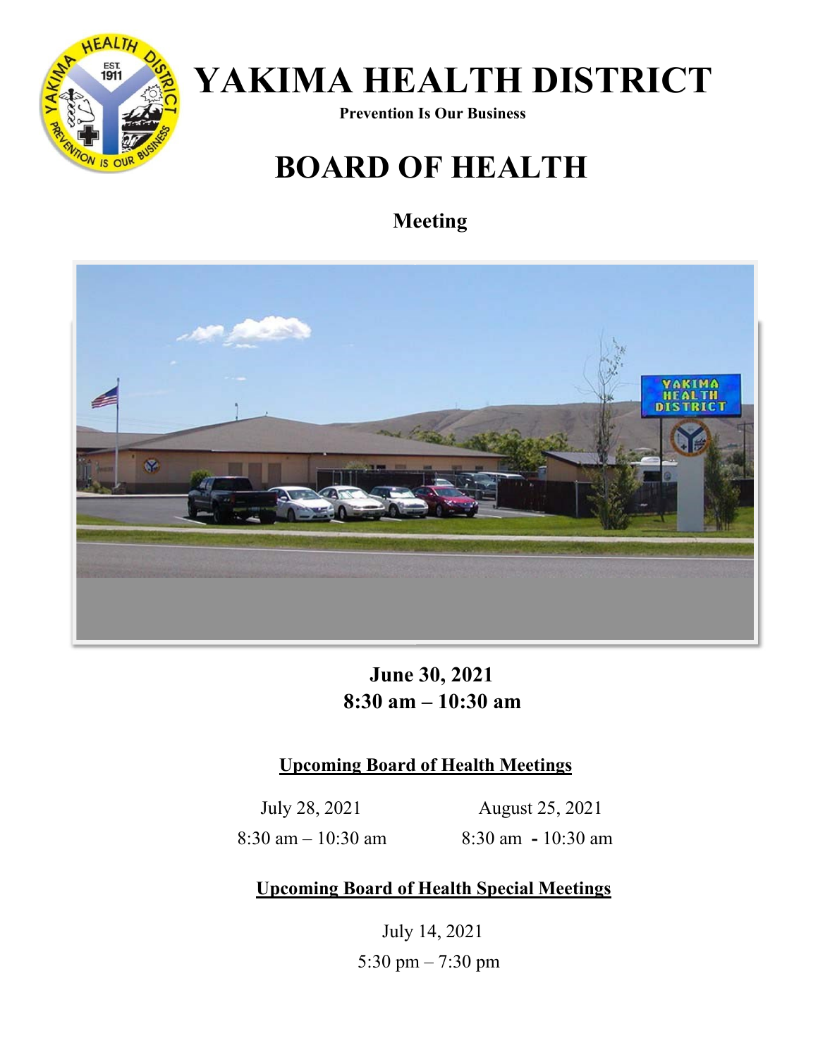# YAKIMA HEALTH DISTRICT

**Prevention Is Our Business**

# BOARD OF HEALTH

**Meeting**

**June 30, 2021**
**8:30 am – 10:30 am**

## Upcoming Board of Health Meetings

July 28, 2021
8:30 am – 10:30 am

August 25, 2021
8:30 am - 10:30 am

## Upcoming Board of Health Special Meetings

July 14, 2021
5:30 pm – 7:30 pm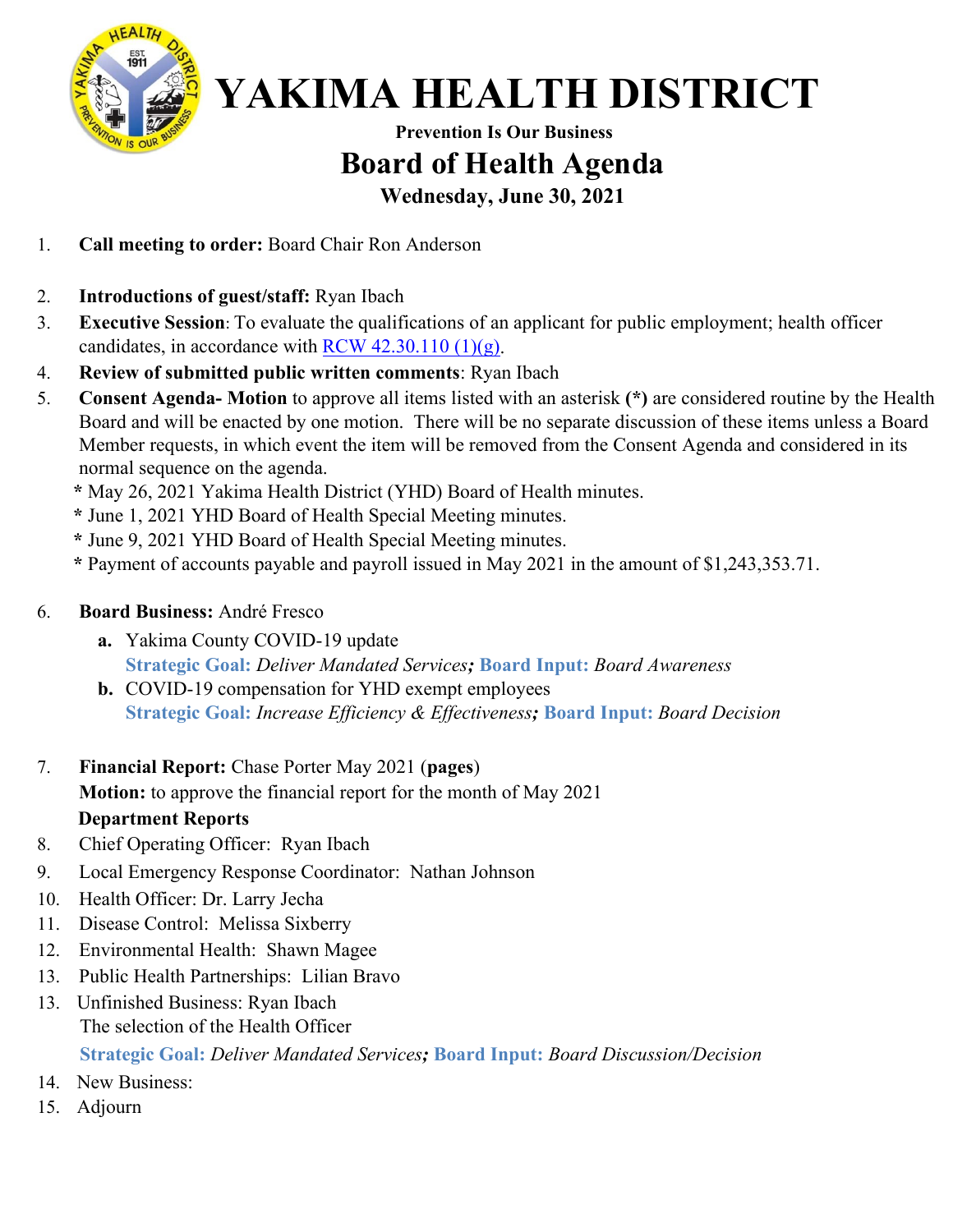# YAKIMA HEALTH DISTRICT

**Prevention Is Our Business**

## Board of Health Agenda

**Wednesday, June 30, 2021**

1. **Call meeting to order:** Board Chair Ron Anderson
2. **Introductions of guest/staff:** Ryan Ibach
3. **Executive Session**: To evaluate the qualifications of an applicant for public employment; health officer candidates, in accordance with RCW 42.30.110 (1)(g).
4. **Review of submitted public written comments**: Ryan Ibach
5. **Consent Agenda- Motion** to approve all items listed with an asterisk **(*)** are considered routine by the Health Board and will be enacted by one motion. There will be no separate discussion of these items unless a Board Member requests, in which event the item will be removed from the Consent Agenda and considered in its normal sequence on the agenda.
   - **\*** May 26, 2021 Yakima Health District (YHD) Board of Health minutes.
   - **\*** June 1, 2021 YHD Board of Health Special Meeting minutes.
   - **\*** June 9, 2021 YHD Board of Health Special Meeting minutes.
   - **\*** Payment of accounts payable and payroll issued in May 2021 in the amount of $1,243,353.71.
6. **Board Business:** André Fresco
   - **a.** Yakima County COVID-19 update
     **Strategic Goal:** *Deliver Mandated Services;* **Board Input:** *Board Awareness*
   - **b.** COVID-19 compensation for YHD exempt employees
     **Strategic Goal:** *Increase Efficiency & Effectiveness;* **Board Input:** *Board Decision*
7. **Financial Report:** Chase Porter May 2021 (**pages**)
   **Motion:** to approve the financial report for the month of May 2021
   **Department Reports**
8. Chief Operating Officer: Ryan Ibach
9. Local Emergency Response Coordinator: Nathan Johnson
10. Health Officer: Dr. Larry Jecha
11. Disease Control: Melissa Sixberry
12. Environmental Health: Shawn Magee
13. Public Health Partnerships: Lilian Bravo
13. Unfinished Business: Ryan Ibach
    The selection of the Health Officer
    **Strategic Goal:** *Deliver Mandated Services;* **Board Input:** *Board Discussion/Decision*
14. New Business:
15. Adjourn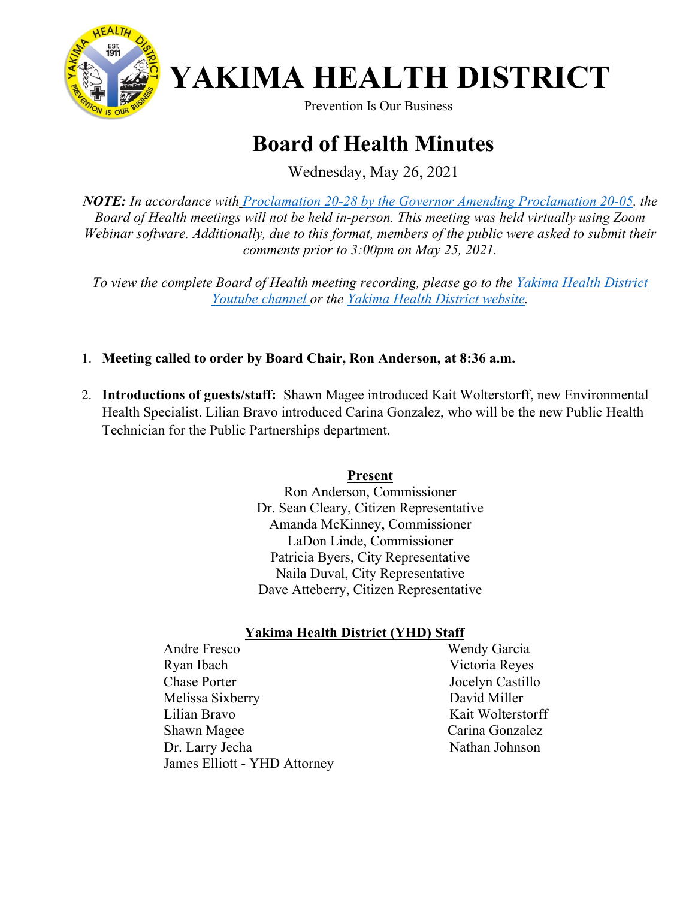# YAKIMA HEALTH DISTRICT

Prevention Is Our Business

## Board of Health Minutes

Wednesday, May 26, 2021

***NOTE:** In accordance with [Proclamation 20-28 by the Governor Amending Proclamation 20-05](), the Board of Health meetings will not be held in-person. This meeting was held virtually using Zoom Webinar software. Additionally, due to this format, members of the public were asked to submit their comments prior to 3:00pm on May 25, 2021.*

*To view the complete Board of Health meeting recording, please go to the [Yakima Health District Youtube channel]() or the [Yakima Health District website]().*

1. **Meeting called to order by Board Chair, Ron Anderson, at 8:36 a.m.**

2. **Introductions of guests/staff:** Shawn Magee introduced Kait Wolterstorff, new Environmental Health Specialist. Lilian Bravo introduced Carina Gonzalez, who will be the new Public Health Technician for the Public Partnerships department.

**Present**

Ron Anderson, Commissioner
Dr. Sean Cleary, Citizen Representative
Amanda McKinney, Commissioner
LaDon Linde, Commissioner
Patricia Byers, City Representative
Naila Duval, City Representative
Dave Atteberry, Citizen Representative

**Yakima Health District (YHD) Staff**

Andre Fresco
Ryan Ibach
Chase Porter
Melissa Sixberry
Lilian Bravo
Shawn Magee
Dr. Larry Jecha
James Elliott - YHD Attorney
Wendy Garcia
Victoria Reyes
Jocelyn Castillo
David Miller
Kait Wolterstorff
Carina Gonzalez
Nathan Johnson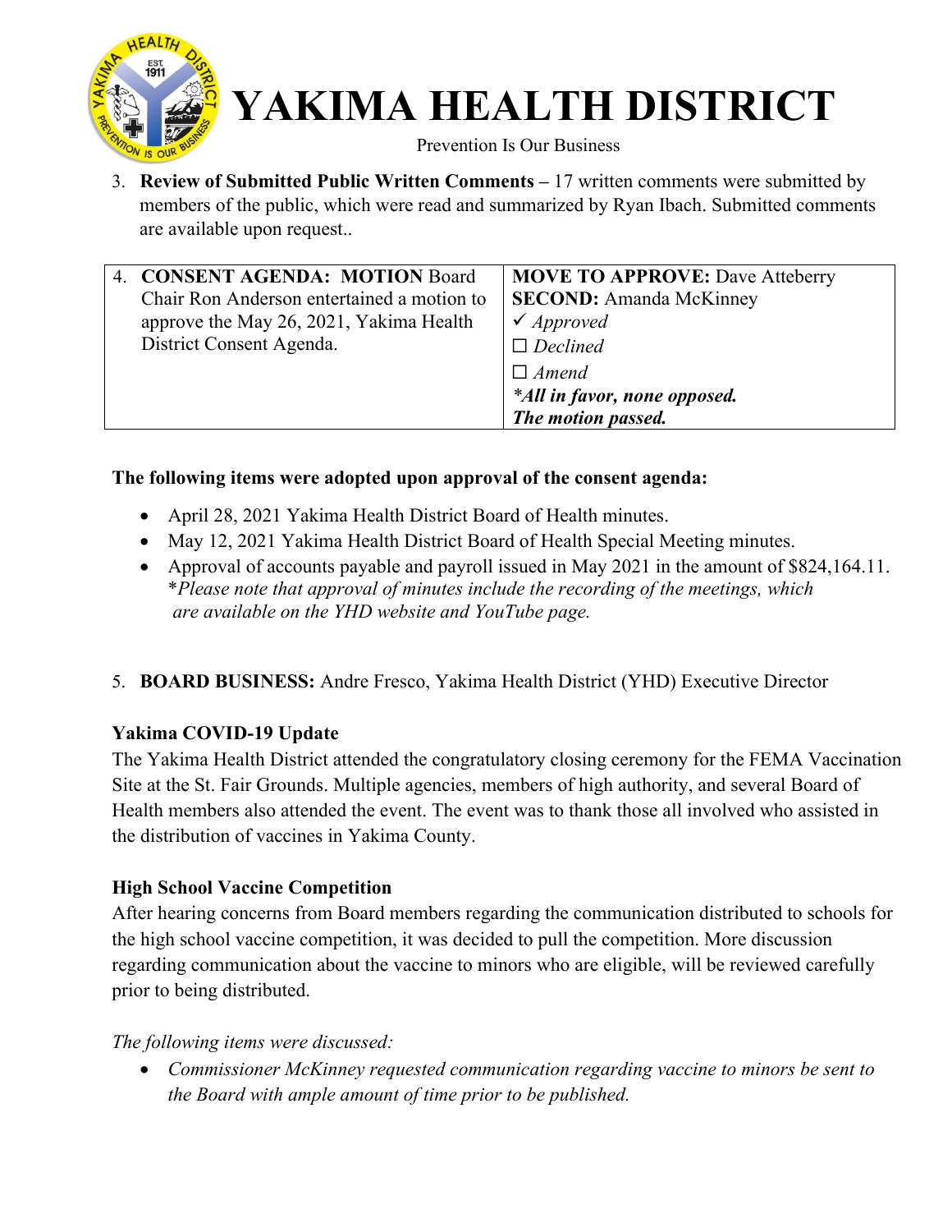3. **Review of Submitted Public Written Comments –** 17 written comments were submitted by members of the public, which were read and summarized by Ryan Ibach. Submitted comments are available upon request..

| 4. **CONSENT AGENDA: MOTION** Board Chair Ron Anderson entertained a motion to approve the May 26, 2021, Yakima Health District Consent Agenda. | **MOVE TO APPROVE:** Dave Atteberry<br>**SECOND:** Amanda McKinney<br>✓ *Approved*<br>☐ *Declined*<br>☐ *Amend*<br>***All in favor, none opposed.***<br>***The motion passed.*** |
|---|---|

**The following items were adopted upon approval of the consent agenda:**

- April 28, 2021 Yakima Health District Board of Health minutes.
- May 12, 2021 Yakima Health District Board of Health Special Meeting minutes.
- Approval of accounts payable and payroll issued in May 2021 in the amount of $824,164.11.
  **Please note that approval of minutes include the recording of the meetings, which are available on the YHD website and YouTube page.*

5. **BOARD BUSINESS:** Andre Fresco, Yakima Health District (YHD) Executive Director

**Yakima COVID-19 Update**

The Yakima Health District attended the congratulatory closing ceremony for the FEMA Vaccination Site at the St. Fair Grounds. Multiple agencies, members of high authority, and several Board of Health members also attended the event. The event was to thank those all involved who assisted in the distribution of vaccines in Yakima County.

**High School Vaccine Competition**

After hearing concerns from Board members regarding the communication distributed to schools for the high school vaccine competition, it was decided to pull the competition. More discussion regarding communication about the vaccine to minors who are eligible, will be reviewed carefully prior to being distributed.

*The following items were discussed:*

- *Commissioner McKinney requested communication regarding vaccine to minors be sent to the Board with ample amount of time prior to be published.*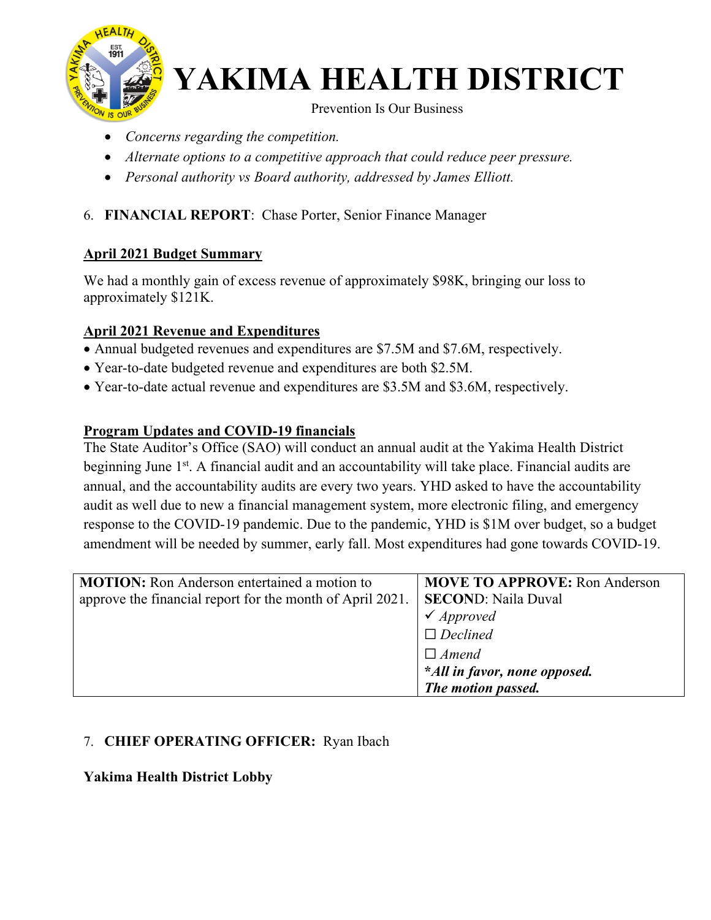- *Concerns regarding the competition.*
- *Alternate options to a competitive approach that could reduce peer pressure.*
- *Personal authority vs Board authority, addressed by James Elliott.*

6. **FINANCIAL REPORT**: Chase Porter, Senior Finance Manager

**April 2021 Budget Summary**

We had a monthly gain of excess revenue of approximately $98K, bringing our loss to approximately $121K.

**April 2021 Revenue and Expenditures**

- Annual budgeted revenues and expenditures are $7.5M and $7.6M, respectively.
- Year-to-date budgeted revenue and expenditures are both $2.5M.
- Year-to-date actual revenue and expenditures are $3.5M and $3.6M, respectively.

**Program Updates and COVID-19 financials**

The State Auditor's Office (SAO) will conduct an annual audit at the Yakima Health District beginning June 1st. A financial audit and an accountability will take place. Financial audits are annual, and the accountability audits are every two years. YHD asked to have the accountability audit as well due to new a financial management system, more electronic filing, and emergency response to the COVID-19 pandemic. Due to the pandemic, YHD is $1M over budget, so a budget amendment will be needed by summer, early fall. Most expenditures had gone towards COVID-19.

| **MOTION:** Ron Anderson entertained a motion to approve the financial report for the month of April 2021. | **MOVE TO APPROVE:** Ron Anderson<br>**SECOND**: Naila Duval<br>✓ *Approved*<br>☐ *Declined*<br>☐ *Amend*<br>***All in favor, none opposed. The motion passed.*** |
|---|---|

7. **CHIEF OPERATING OFFICER:** Ryan Ibach

**Yakima Health District Lobby**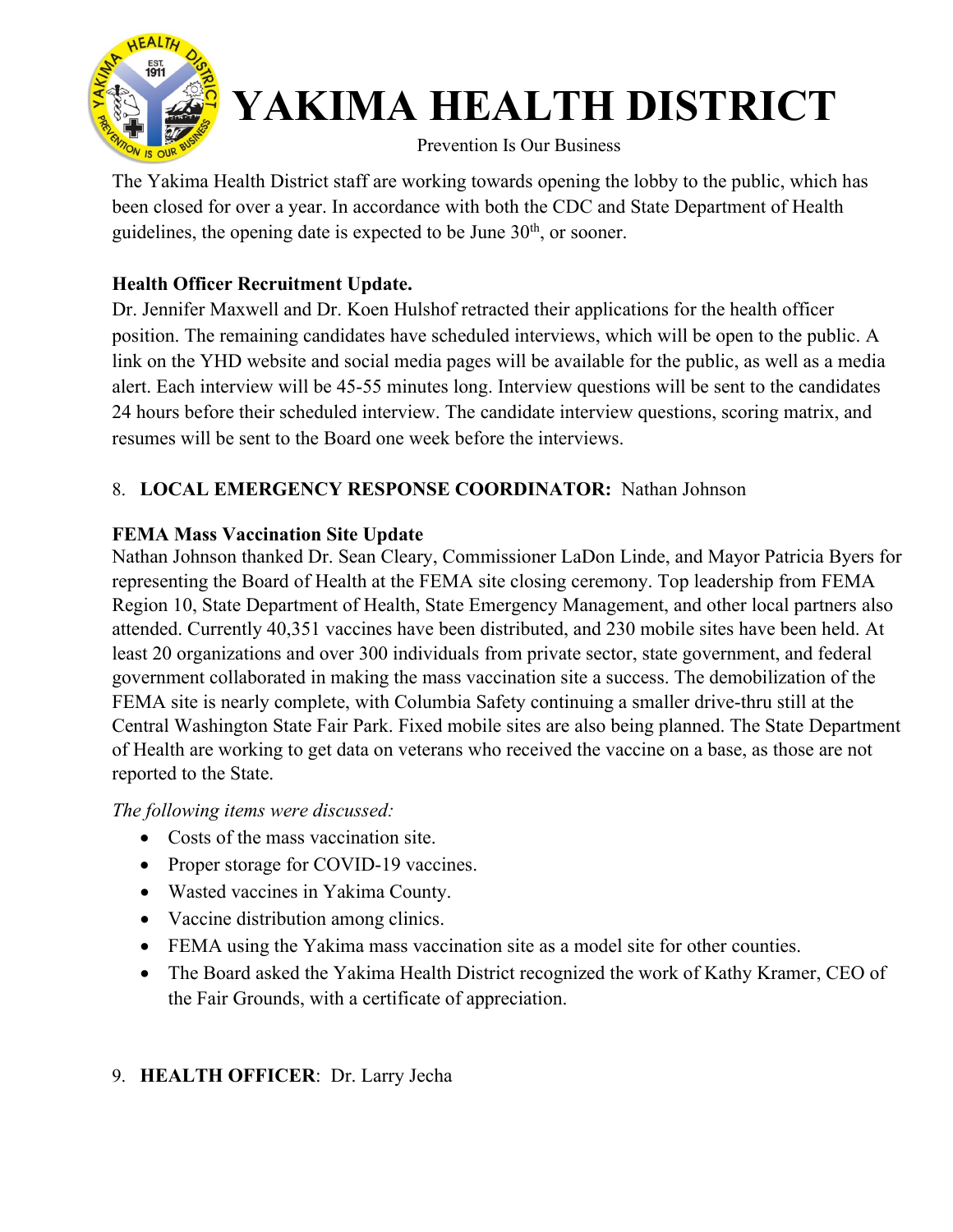The Yakima Health District staff are working towards opening the lobby to the public, which has been closed for over a year. In accordance with both the CDC and State Department of Health guidelines, the opening date is expected to be June 30th, or sooner.

**Health Officer Recruitment Update.**

Dr. Jennifer Maxwell and Dr. Koen Hulshof retracted their applications for the health officer position. The remaining candidates have scheduled interviews, which will be open to the public. A link on the YHD website and social media pages will be available for the public, as well as a media alert. Each interview will be 45-55 minutes long. Interview questions will be sent to the candidates 24 hours before their scheduled interview. The candidate interview questions, scoring matrix, and resumes will be sent to the Board one week before the interviews.

8. **LOCAL EMERGENCY RESPONSE COORDINATOR:** Nathan Johnson

**FEMA Mass Vaccination Site Update**

Nathan Johnson thanked Dr. Sean Cleary, Commissioner LaDon Linde, and Mayor Patricia Byers for representing the Board of Health at the FEMA site closing ceremony. Top leadership from FEMA Region 10, State Department of Health, State Emergency Management, and other local partners also attended. Currently 40,351 vaccines have been distributed, and 230 mobile sites have been held. At least 20 organizations and over 300 individuals from private sector, state government, and federal government collaborated in making the mass vaccination site a success. The demobilization of the FEMA site is nearly complete, with Columbia Safety continuing a smaller drive-thru still at the Central Washington State Fair Park. Fixed mobile sites are also being planned. The State Department of Health are working to get data on veterans who received the vaccine on a base, as those are not reported to the State.

*The following items were discussed:*

- Costs of the mass vaccination site.
- Proper storage for COVID-19 vaccines.
- Wasted vaccines in Yakima County.
- Vaccine distribution among clinics.
- FEMA using the Yakima mass vaccination site as a model site for other counties.
- The Board asked the Yakima Health District recognized the work of Kathy Kramer, CEO of the Fair Grounds, with a certificate of appreciation.

9. **HEALTH OFFICER**: Dr. Larry Jecha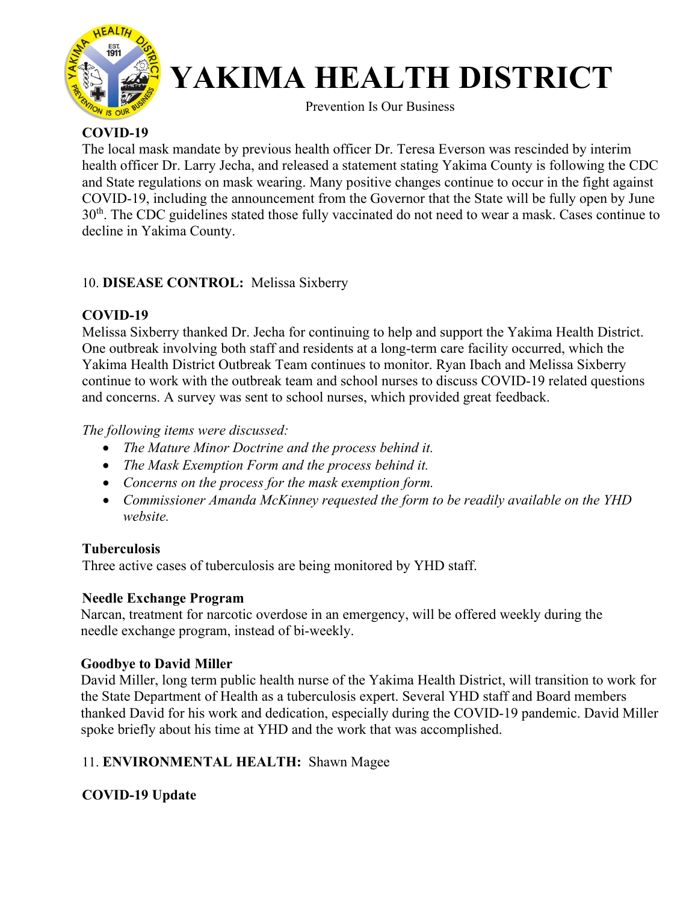# YAKIMA HEALTH DISTRICT

Prevention Is Our Business

**COVID-19**

The local mask mandate by previous health officer Dr. Teresa Everson was rescinded by interim health officer Dr. Larry Jecha, and released a statement stating Yakima County is following the CDC and State regulations on mask wearing. Many positive changes continue to occur in the fight against COVID-19, including the announcement from the Governor that the State will be fully open by June 30th. The CDC guidelines stated those fully vaccinated do not need to wear a mask. Cases continue to decline in Yakima County.

10. **DISEASE CONTROL:** Melissa Sixberry

**COVID-19**

Melissa Sixberry thanked Dr. Jecha for continuing to help and support the Yakima Health District. One outbreak involving both staff and residents at a long-term care facility occurred, which the Yakima Health District Outbreak Team continues to monitor. Ryan Ibach and Melissa Sixberry continue to work with the outbreak team and school nurses to discuss COVID-19 related questions and concerns. A survey was sent to school nurses, which provided great feedback.

*The following items were discussed:*

- *The Mature Minor Doctrine and the process behind it.*
- *The Mask Exemption Form and the process behind it.*
- *Concerns on the process for the mask exemption form.*
- *Commissioner Amanda McKinney requested the form to be readily available on the YHD website.*

**Tuberculosis**

Three active cases of tuberculosis are being monitored by YHD staff.

**Needle Exchange Program**

Narcan, treatment for narcotic overdose in an emergency, will be offered weekly during the needle exchange program, instead of bi-weekly.

**Goodbye to David Miller**

David Miller, long term public health nurse of the Yakima Health District, will transition to work for the State Department of Health as a tuberculosis expert. Several YHD staff and Board members thanked David for his work and dedication, especially during the COVID-19 pandemic. David Miller spoke briefly about his time at YHD and the work that was accomplished.

11. **ENVIRONMENTAL HEALTH:** Shawn Magee

**COVID-19 Update**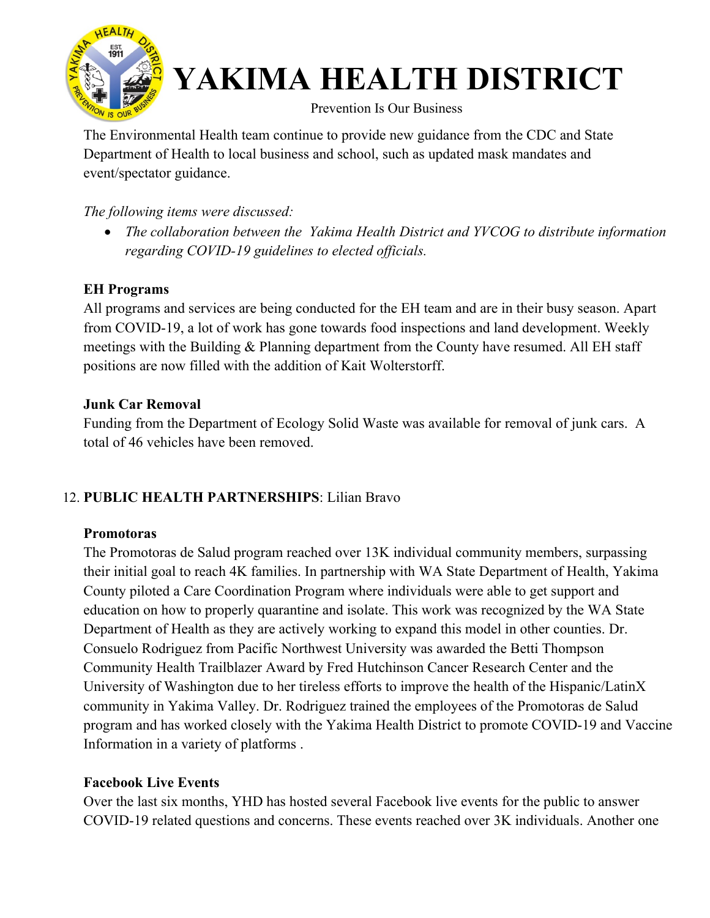The Environmental Health team continue to provide new guidance from the CDC and State Department of Health to local business and school, such as updated mask mandates and event/spectator guidance.

*The following items were discussed:*

- *The collaboration between the  Yakima Health District and YVCOG to distribute information regarding COVID-19 guidelines to elected officials.*

**EH Programs**

All programs and services are being conducted for the EH team and are in their busy season. Apart from COVID-19, a lot of work has gone towards food inspections and land development. Weekly meetings with the Building & Planning department from the County have resumed. All EH staff positions are now filled with the addition of Kait Wolterstorff.

**Junk Car Removal**

Funding from the Department of Ecology Solid Waste was available for removal of junk cars.  A total of 46 vehicles have been removed.

12. **PUBLIC HEALTH PARTNERSHIPS**: Lilian Bravo

**Promotoras**

The Promotoras de Salud program reached over 13K individual community members, surpassing their initial goal to reach 4K families. In partnership with WA State Department of Health, Yakima County piloted a Care Coordination Program where individuals were able to get support and education on how to properly quarantine and isolate. This work was recognized by the WA State Department of Health as they are actively working to expand this model in other counties. Dr. Consuelo Rodriguez from Pacific Northwest University was awarded the Betti Thompson Community Health Trailblazer Award by Fred Hutchinson Cancer Research Center and the University of Washington due to her tireless efforts to improve the health of the Hispanic/LatinX community in Yakima Valley. Dr. Rodriguez trained the employees of the Promotoras de Salud program and has worked closely with the Yakima Health District to promote COVID-19 and Vaccine Information in a variety of platforms .

**Facebook Live Events**

Over the last six months, YHD has hosted several Facebook live events for the public to answer COVID-19 related questions and concerns. These events reached over 3K individuals. Another one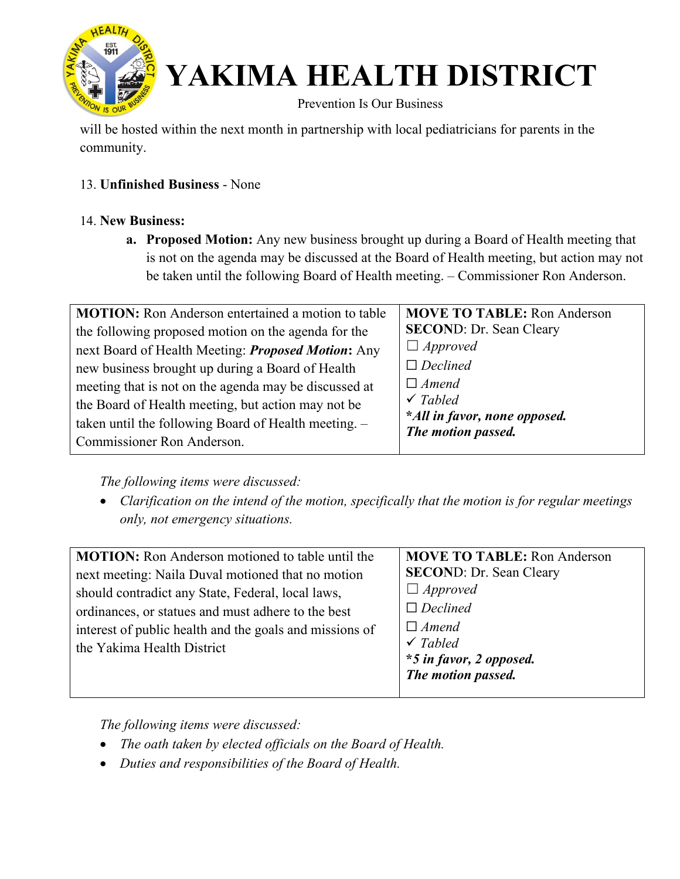will be hosted within the next month in partnership with local pediatricians for parents in the community.

13. **Unfinished Business** - None

14. **New Business:**
    a. **Proposed Motion:** Any new business brought up during a Board of Health meeting that is not on the agenda may be discussed at the Board of Health meeting, but action may not be taken until the following Board of Health meeting. – Commissioner Ron Anderson.

| **MOTION:** Ron Anderson entertained a motion to table the following proposed motion on the agenda for the next Board of Health Meeting: ***Proposed Motion*:** Any new business brought up during a Board of Health meeting that is not on the agenda may be discussed at the Board of Health meeting, but action may not be taken until the following Board of Health meeting. – Commissioner Ron Anderson. | **MOVE TO TABLE:** Ron Anderson<br>**SECOND**: Dr. Sean Cleary<br>☐ *Approved*<br>☐ *Declined*<br>☐ *Amend*<br>✓ *Tabled*<br>***All in favor, none opposed.***<br>***The motion passed.*** |
|---|---|

*The following items were discussed:*

- *Clarification on the intend of the motion, specifically that the motion is for regular meetings only, not emergency situations.*

| **MOTION:** Ron Anderson motioned to table until the next meeting: Naila Duval motioned that no motion should contradict any State, Federal, local laws, ordinances, or statues and must adhere to the best interest of public health and the goals and missions of the Yakima Health District | **MOVE TO TABLE:** Ron Anderson<br>**SECOND**: Dr. Sean Cleary<br>☐ *Approved*<br>☐ *Declined*<br>☐ *Amend*<br>✓ *Tabled*<br>***5 in favor, 2 opposed.***<br>***The motion passed.*** |
|---|---|

*The following items were discussed:*

- *The oath taken by elected officials on the Board of Health.*
- *Duties and responsibilities of the Board of Health.*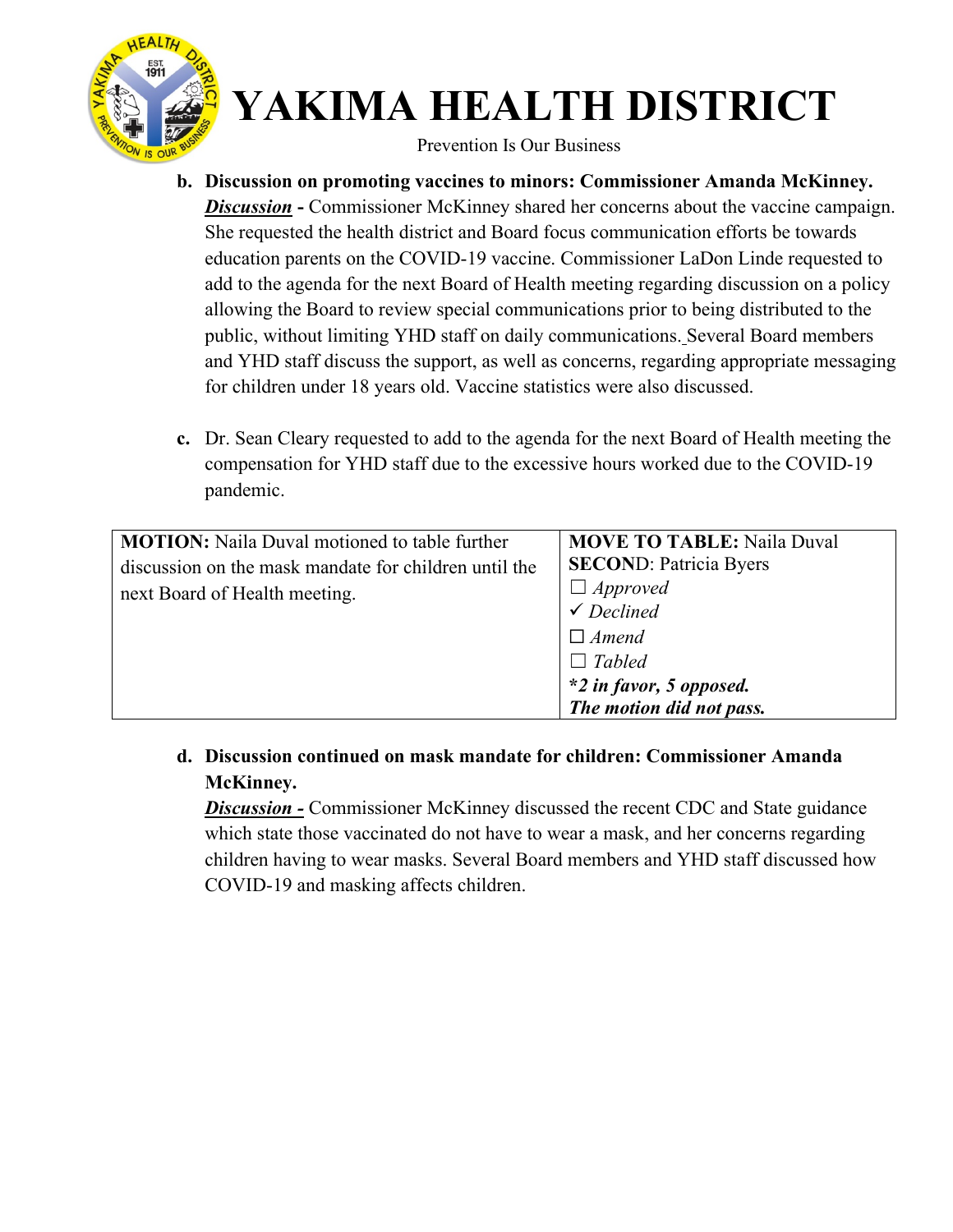# YAKIMA HEALTH DISTRICT

Prevention Is Our Business

b. **Discussion on promoting vaccines to minors: Commissioner Amanda McKinney.**
***Discussion* -** Commissioner McKinney shared her concerns about the vaccine campaign. She requested the health district and Board focus communication efforts be towards education parents on the COVID-19 vaccine. Commissioner LaDon Linde requested to add to the agenda for the next Board of Health meeting regarding discussion on a policy allowing the Board to review special communications prior to being distributed to the public, without limiting YHD staff on daily communications. Several Board members and YHD staff discuss the support, as well as concerns, regarding appropriate messaging for children under 18 years old. Vaccine statistics were also discussed.

c. Dr. Sean Cleary requested to add to the agenda for the next Board of Health meeting the compensation for YHD staff due to the excessive hours worked due to the COVID-19 pandemic.

| **MOTION:** Naila Duval motioned to table further discussion on the mask mandate for children until the next Board of Health meeting. | **MOVE TO TABLE:** Naila Duval<br>**SECOND**: Patricia Byers<br>☐ *Approved*<br>✓ *Declined*<br>☐ *Amend*<br>☐ *Tabled*<br>***2 in favor, 5 opposed. The motion did not pass.*** |
|---|---|

d. **Discussion continued on mask mandate for children: Commissioner Amanda McKinney.**
***Discussion* -** Commissioner McKinney discussed the recent CDC and State guidance which state those vaccinated do not have to wear a mask, and her concerns regarding children having to wear masks. Several Board members and YHD staff discussed how COVID-19 and masking affects children.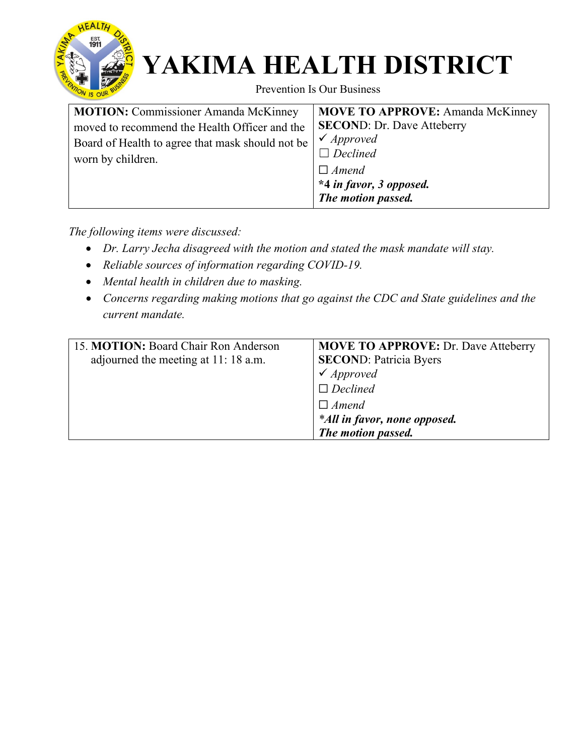# YAKIMA HEALTH DISTRICT

Prevention Is Our Business

| **MOTION:** Commissioner Amanda McKinney moved to recommend the Health Officer and the Board of Health to agree that mask should not be worn by children. | **MOVE TO APPROVE:** Amanda McKinney<br>**SECOND**: Dr. Dave Atteberry<br>✓ *Approved*<br>☐ *Declined*<br>☐ *Amend*<br>***4 in favor, 3 opposed.***<br>***The motion passed.*** |
|---|---|

*The following items were discussed:*

- *Dr. Larry Jecha disagreed with the motion and stated the mask mandate will stay.*
- *Reliable sources of information regarding COVID-19.*
- *Mental health in children due to masking.*
- *Concerns regarding making motions that go against the CDC and State guidelines and the current mandate.*

| 15. **MOTION:** Board Chair Ron Anderson adjourned the meeting at 11: 18 a.m. | **MOVE TO APPROVE:** Dr. Dave Atteberry<br>**SECOND**: Patricia Byers<br>✓ *Approved*<br>☐ *Declined*<br>☐ *Amend*<br>***All in favor, none opposed.***<br>***The motion passed.*** |
|---|---|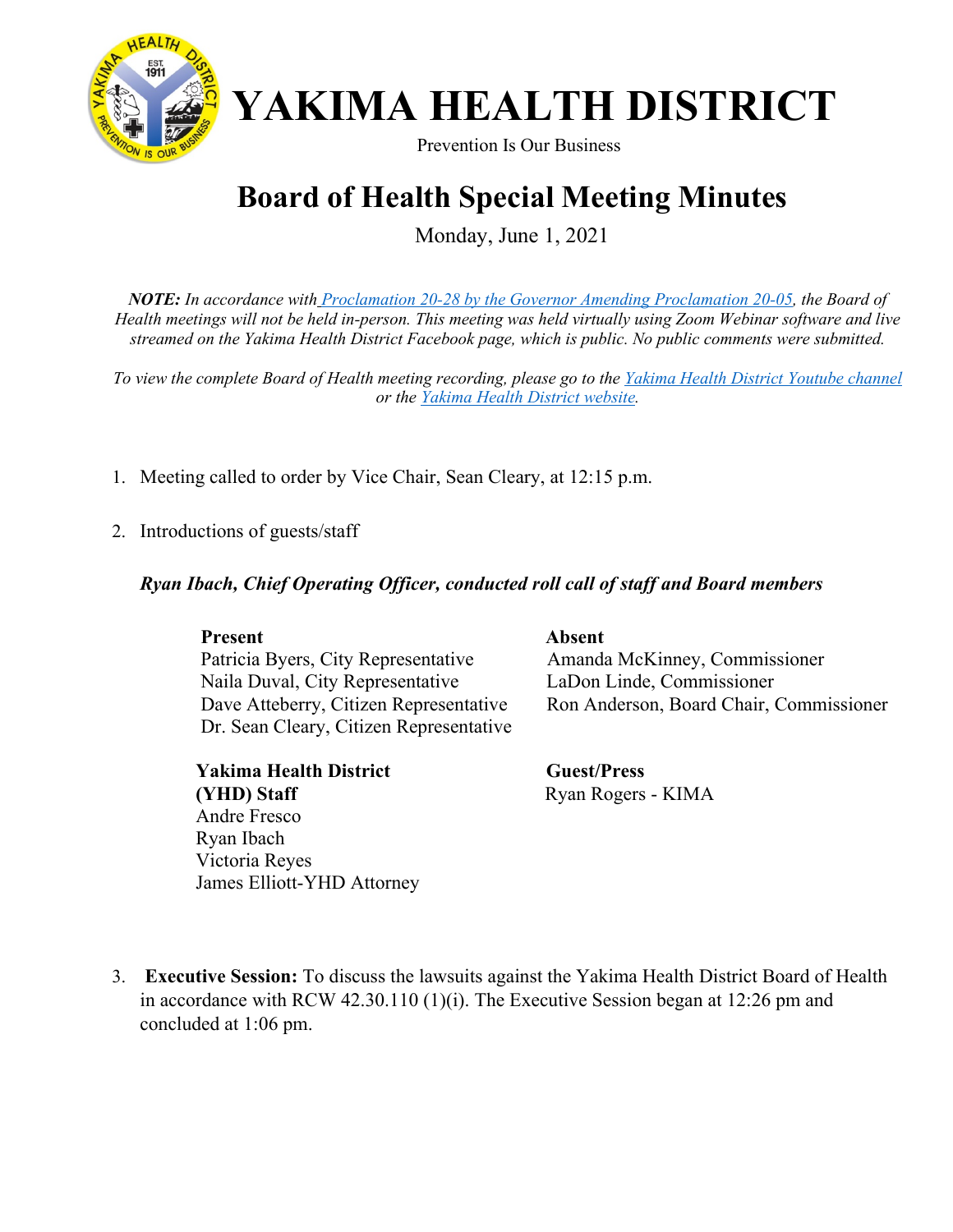# YAKIMA HEALTH DISTRICT

Prevention Is Our Business

## Board of Health Special Meeting Minutes

Monday, June 1, 2021

***NOTE:** In accordance with [Proclamation 20-28 by the Governor Amending Proclamation 20-05](), the Board of Health meetings will not be held in-person. This meeting was held virtually using Zoom Webinar software and live streamed on the Yakima Health District Facebook page, which is public. No public comments were submitted.*

*To view the complete Board of Health meeting recording, please go to the [Yakima Health District Youtube channel]() or the [Yakima Health District website]().*

1. Meeting called to order by Vice Chair, Sean Cleary, at 12:15 p.m.

2. Introductions of guests/staff

   ***Ryan Ibach, Chief Operating Officer, conducted roll call of staff and Board members***

   | **Present** | **Absent** |
   |---|---|
   | Patricia Byers, City Representative | Amanda McKinney, Commissioner |
   | Naila Duval, City Representative | LaDon Linde, Commissioner |
   | Dave Atteberry, Citizen Representative | Ron Anderson, Board Chair, Commissioner |
   | Dr. Sean Cleary, Citizen Representative | |

   | **Yakima Health District (YHD) Staff** | **Guest/Press** |
   |---|---|
   | Andre Fresco | Ryan Rogers - KIMA |
   | Ryan Ibach | |
   | Victoria Reyes | |
   | James Elliott-YHD Attorney | |

3. **Executive Session:** To discuss the lawsuits against the Yakima Health District Board of Health in accordance with RCW 42.30.110 (1)(i). The Executive Session began at 12:26 pm and concluded at 1:06 pm.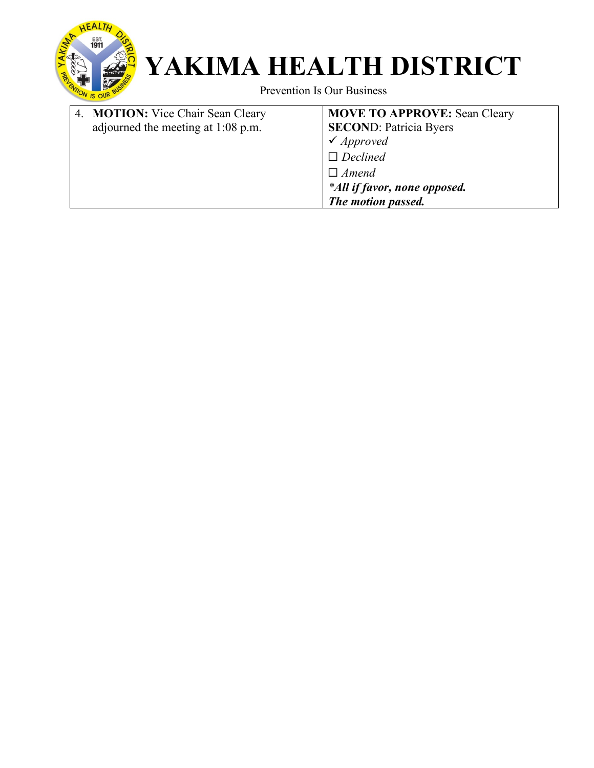# YAKIMA HEALTH DISTRICT

Prevention Is Our Business

| | |
|---|---|
| 4. **MOTION:** Vice Chair Sean Cleary adjourned the meeting at 1:08 p.m. | **MOVE TO APPROVE:** Sean Cleary<br>**SECOND**: Patricia Byers<br>✓ *Approved*<br>☐ *Declined*<br>☐ *Amend*<br>***All if favor, none opposed.***<br>***The motion passed.*** |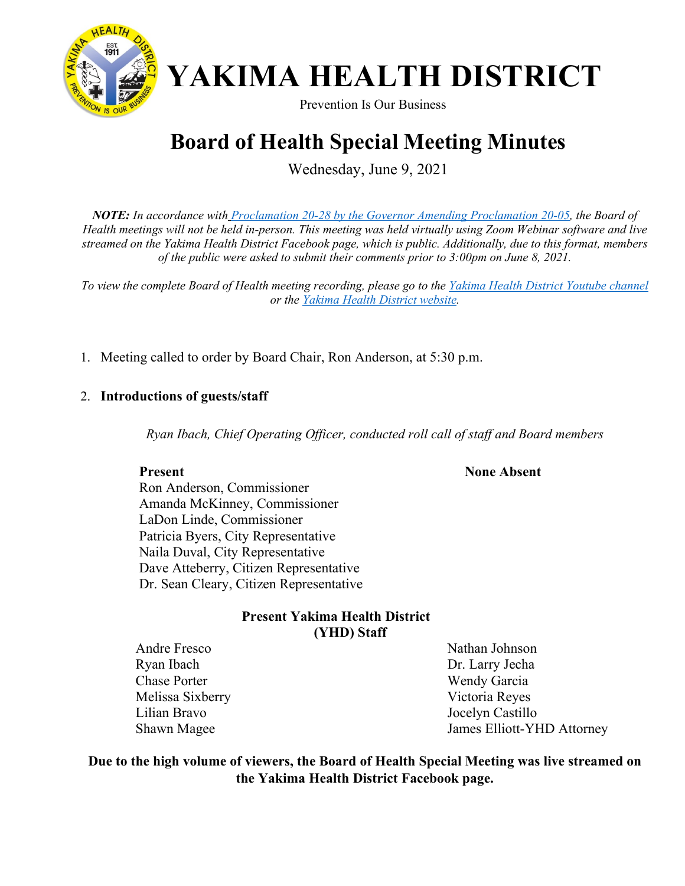# YAKIMA HEALTH DISTRICT

Prevention Is Our Business

## Board of Health Special Meeting Minutes

Wednesday, June 9, 2021

***NOTE:*** *In accordance with [Proclamation 20-28 by the Governor Amending Proclamation 20-05](), the Board of Health meetings will not be held in-person. This meeting was held virtually using Zoom Webinar software and live streamed on the Yakima Health District Facebook page, which is public. Additionally, due to this format, members of the public were asked to submit their comments prior to 3:00pm on June 8, 2021.*

*To view the complete Board of Health meeting recording, please go to the [Yakima Health District Youtube channel]() or the [Yakima Health District website]().*

1. Meeting called to order by Board Chair, Ron Anderson, at 5:30 p.m.

2. **Introductions of guests/staff**

   *Ryan Ibach, Chief Operating Officer, conducted roll call of staff and Board members*

   **Present**

   Ron Anderson, Commissioner
   Amanda McKinney, Commissioner
   LaDon Linde, Commissioner
   Patricia Byers, City Representative
   Naila Duval, City Representative
   Dave Atteberry, Citizen Representative
   Dr. Sean Cleary, Citizen Representative

   **None Absent**

   **Present Yakima Health District (YHD) Staff**

   Andre Fresco
   Ryan Ibach
   Chase Porter
   Melissa Sixberry
   Lilian Bravo
   Shawn Magee
   Nathan Johnson
   Dr. Larry Jecha
   Wendy Garcia
   Victoria Reyes
   Jocelyn Castillo
   James Elliott-YHD Attorney

**Due to the high volume of viewers, the Board of Health Special Meeting was live streamed on the Yakima Health District Facebook page.**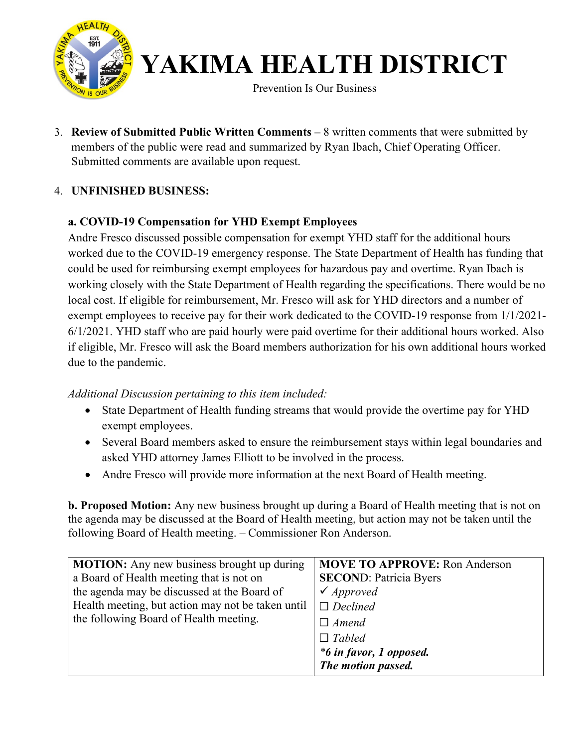3. **Review of Submitted Public Written Comments –** 8 written comments that were submitted by members of the public were read and summarized by Ryan Ibach, Chief Operating Officer. Submitted comments are available upon request.

4. **UNFINISHED BUSINESS:**

**a. COVID-19 Compensation for YHD Exempt Employees**

Andre Fresco discussed possible compensation for exempt YHD staff for the additional hours worked due to the COVID-19 emergency response. The State Department of Health has funding that could be used for reimbursing exempt employees for hazardous pay and overtime. Ryan Ibach is working closely with the State Department of Health regarding the specifications. There would be no local cost. If eligible for reimbursement, Mr. Fresco will ask for YHD directors and a number of exempt employees to receive pay for their work dedicated to the COVID-19 response from 1/1/2021-6/1/2021. YHD staff who are paid hourly were paid overtime for their additional hours worked. Also if eligible, Mr. Fresco will ask the Board members authorization for his own additional hours worked due to the pandemic.

*Additional Discussion pertaining to this item included:*

- State Department of Health funding streams that would provide the overtime pay for YHD exempt employees.
- Several Board members asked to ensure the reimbursement stays within legal boundaries and asked YHD attorney James Elliott to be involved in the process.
- Andre Fresco will provide more information at the next Board of Health meeting.

**b. Proposed Motion:** Any new business brought up during a Board of Health meeting that is not on the agenda may be discussed at the Board of Health meeting, but action may not be taken until the following Board of Health meeting. – Commissioner Ron Anderson.

| **MOTION:** Any new business brought up during a Board of Health meeting that is not on the agenda may be discussed at the Board of Health meeting, but action may not be taken until the following Board of Health meeting. | **MOVE TO APPROVE:** Ron Anderson<br>**SECOND**: Patricia Byers<br>✓ *Approved*<br>☐ *Declined*<br>☐ *Amend*<br>☐ *Tabled*<br>***6 in favor, 1 opposed.***<br>***The motion passed.*** |
|---|---|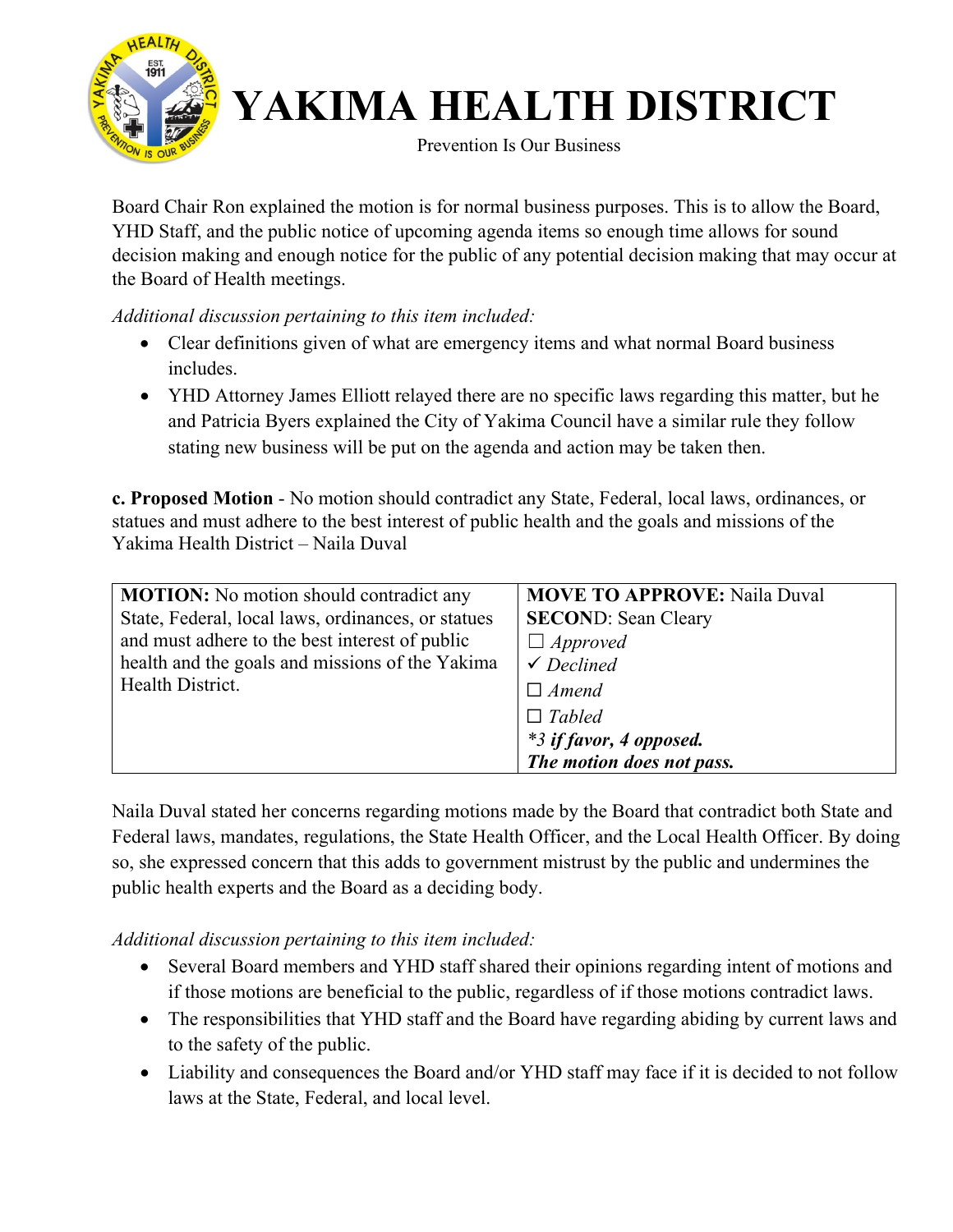# YAKIMA HEALTH DISTRICT

Prevention Is Our Business

Board Chair Ron explained the motion is for normal business purposes. This is to allow the Board, YHD Staff, and the public notice of upcoming agenda items so enough time allows for sound decision making and enough notice for the public of any potential decision making that may occur at the Board of Health meetings.

*Additional discussion pertaining to this item included:*

- Clear definitions given of what are emergency items and what normal Board business includes.
- YHD Attorney James Elliott relayed there are no specific laws regarding this matter, but he and Patricia Byers explained the City of Yakima Council have a similar rule they follow stating new business will be put on the agenda and action may be taken then.

**c. Proposed Motion** - No motion should contradict any State, Federal, local laws, ordinances, or statues and must adhere to the best interest of public health and the goals and missions of the Yakima Health District – Naila Duval

| **MOTION:** No motion should contradict any State, Federal, local laws, ordinances, or statues and must adhere to the best interest of public health and the goals and missions of the Yakima Health District. | **MOVE TO APPROVE:** Naila Duval<br>**SECOND**: Sean Cleary<br>☐ *Approved*<br>✓ *Declined*<br>☐ *Amend*<br>☐ *Tabled*<br>***3 if favor, 4 opposed.***<br>***The motion does not pass.*** |
|---|---|

Naila Duval stated her concerns regarding motions made by the Board that contradict both State and Federal laws, mandates, regulations, the State Health Officer, and the Local Health Officer. By doing so, she expressed concern that this adds to government mistrust by the public and undermines the public health experts and the Board as a deciding body.

*Additional discussion pertaining to this item included:*

- Several Board members and YHD staff shared their opinions regarding intent of motions and if those motions are beneficial to the public, regardless of if those motions contradict laws.
- The responsibilities that YHD staff and the Board have regarding abiding by current laws and to the safety of the public.
- Liability and consequences the Board and/or YHD staff may face if it is decided to not follow laws at the State, Federal, and local level.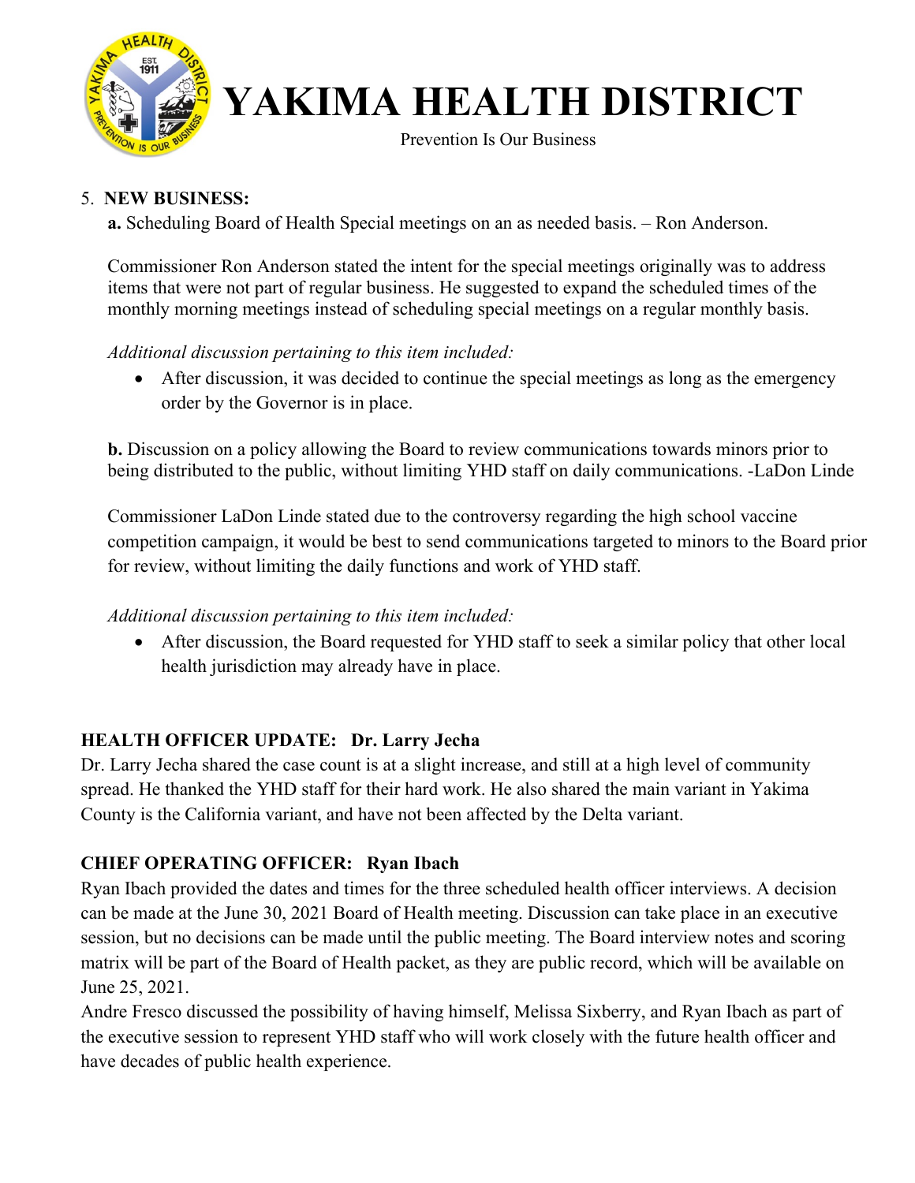# YAKIMA HEALTH DISTRICT

Prevention Is Our Business

5. **NEW BUSINESS:**

**a.** Scheduling Board of Health Special meetings on an as needed basis. – Ron Anderson.

Commissioner Ron Anderson stated the intent for the special meetings originally was to address items that were not part of regular business. He suggested to expand the scheduled times of the monthly morning meetings instead of scheduling special meetings on a regular monthly basis.

*Additional discussion pertaining to this item included:*

- After discussion, it was decided to continue the special meetings as long as the emergency order by the Governor is in place.

**b.** Discussion on a policy allowing the Board to review communications towards minors prior to being distributed to the public, without limiting YHD staff on daily communications. -LaDon Linde

Commissioner LaDon Linde stated due to the controversy regarding the high school vaccine competition campaign, it would be best to send communications targeted to minors to the Board prior for review, without limiting the daily functions and work of YHD staff.

*Additional discussion pertaining to this item included:*

- After discussion, the Board requested for YHD staff to seek a similar policy that other local health jurisdiction may already have in place.

**HEALTH OFFICER UPDATE: Dr. Larry Jecha**

Dr. Larry Jecha shared the case count is at a slight increase, and still at a high level of community spread. He thanked the YHD staff for their hard work. He also shared the main variant in Yakima County is the California variant, and have not been affected by the Delta variant.

**CHIEF OPERATING OFFICER: Ryan Ibach**

Ryan Ibach provided the dates and times for the three scheduled health officer interviews. A decision can be made at the June 30, 2021 Board of Health meeting. Discussion can take place in an executive session, but no decisions can be made until the public meeting. The Board interview notes and scoring matrix will be part of the Board of Health packet, as they are public record, which will be available on June 25, 2021.

Andre Fresco discussed the possibility of having himself, Melissa Sixberry, and Ryan Ibach as part of the executive session to represent YHD staff who will work closely with the future health officer and have decades of public health experience.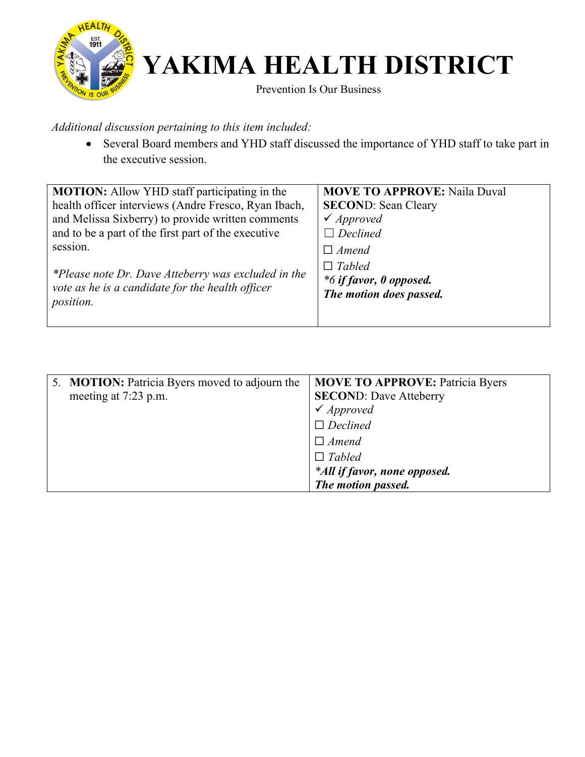*Additional discussion pertaining to this item included:*

- Several Board members and YHD staff discussed the importance of YHD staff to take part in the executive session.

| **MOTION:** Allow YHD staff participating in the health officer interviews (Andre Fresco, Ryan Ibach, and Melissa Sixberry) to provide written comments and to be a part of the first part of the executive session.<br><br>*\*Please note Dr. Dave Atteberry was excluded in the vote as he is a candidate for the health officer position.* | **MOVE TO APPROVE:** Naila Duval<br>**SECOND**: Sean Cleary<br>✓ *Approved*<br>☐ *Declined*<br>☐ *Amend*<br>☐ *Tabled*<br>***6 if favor, 0 opposed.***<br>***The motion does passed.*** |
|---|---|

| 5. **MOTION:** Patricia Byers moved to adjourn the meeting at 7:23 p.m. | **MOVE TO APPROVE:** Patricia Byers<br>**SECOND**: Dave Atteberry<br>✓ *Approved*<br>☐ *Declined*<br>☐ *Amend*<br>☐ *Tabled*<br>***All if favor, none opposed.***<br>***The motion passed.*** |
|---|---|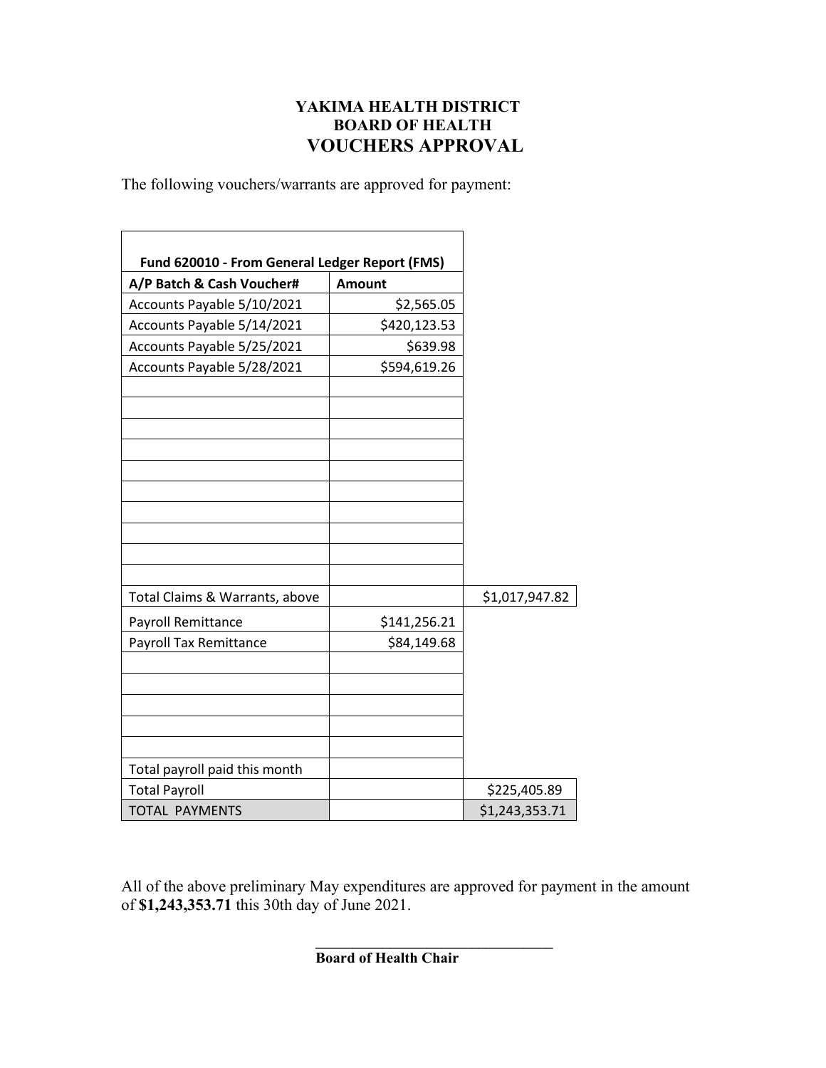# YAKIMA HEALTH DISTRICT
## BOARD OF HEALTH
## VOUCHERS APPROVAL

The following vouchers/warrants are approved for payment:

| Fund 620010 - From General Ledger Report (FMS) | | |
|---|---|---|
| **A/P Batch & Cash Voucher#** | **Amount** | |
| Accounts Payable 5/10/2021 | $2,565.05 | |
| Accounts Payable 5/14/2021 | $420,123.53 | |
| Accounts Payable 5/25/2021 | $639.98 | |
| Accounts Payable 5/28/2021 | $594,619.26 | |
| | | |
| | | |
| | | |
| | | |
| | | |
| | | |
| | | |
| | | |
| | | |
| | | |
| Total Claims & Warrants, above | | $1,017,947.82 |
| Payroll Remittance | $141,256.21 | |
| Payroll Tax Remittance | $84,149.68 | |
| | | |
| | | |
| | | |
| | | |
| | | |
| Total payroll paid this month | | |
| Total Payroll | | $225,405.89 |
| TOTAL PAYMENTS | | $1,243,353.71 |

All of the above preliminary May expenditures are approved for payment in the amount of **$1,243,353.71** this 30th day of June 2021.

\_\_\_\_\_\_\_\_\_\_\_\_\_\_\_\_\_\_\_\_\_\_\_\_\_\_\_\_\_\_\_\_

**Board of Health Chair**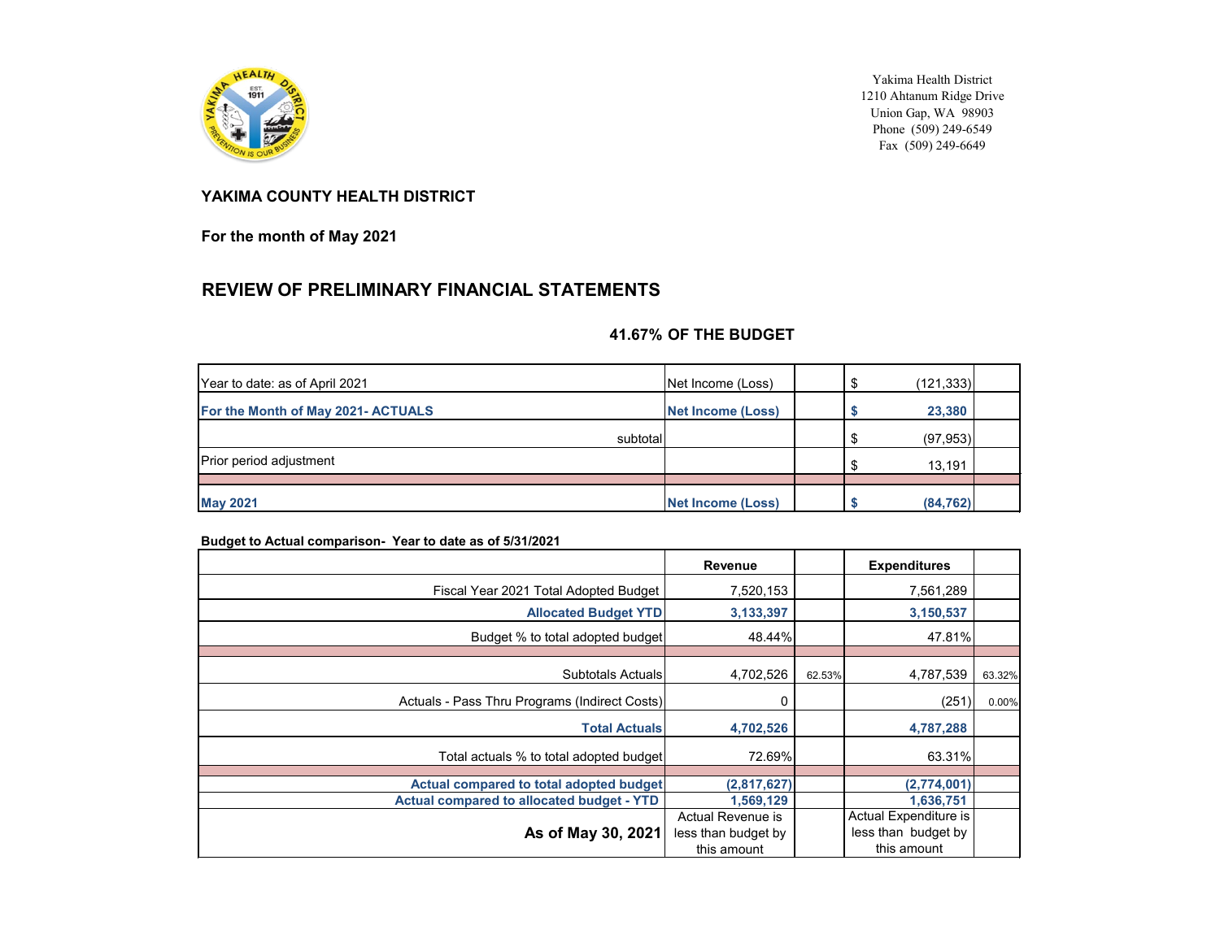Yakima Health District
1210 Ahtanum Ridge Drive
Union Gap, WA 98903
Phone (509) 249-6549
Fax (509) 249-6649

## YAKIMA COUNTY HEALTH DISTRICT

**For the month of May 2021**

## REVIEW OF PRELIMINARY FINANCIAL STATEMENTS

**41.67% OF THE BUDGET**

| | | | | |
|---|---|---|---|---|
| Year to date: as of April 2021 | Net Income (Loss) | | $ (121,333) | |
| **For the Month of May 2021- ACTUALS** | **Net Income (Loss)** | | **$ 23,380** | |
| subtotal | | | $ (97,953) | |
| Prior period adjustment | | | $ 13,191 | |
| **May 2021** | **Net Income (Loss)** | | **$ (84,762)** | |

**Budget to Actual comparison- Year to date as of 5/31/2021**

| | Revenue | | Expenditures | |
|---|---|---|---|---|
| Fiscal Year 2021 Total Adopted Budget | 7,520,153 | | 7,561,289 | |
| **Allocated Budget YTD** | **3,133,397** | | **3,150,537** | |
| Budget % to total adopted budget | 48.44% | | 47.81% | |
| Subtotals Actuals | 4,702,526 | 62.53% | 4,787,539 | 63.32% |
| Actuals - Pass Thru Programs (Indirect Costs) | 0 | | (251) | 0.00% |
| **Total Actuals** | **4,702,526** | | **4,787,288** | |
| Total actuals % to total adopted budget | 72.69% | | 63.31% | |
| **Actual compared to total adopted budget** | **(2,817,627)** | | **(2,774,001)** | |
| **Actual compared to allocated budget - YTD** | **1,569,129** | | **1,636,751** | |
| **As of May 30, 2021** | Actual Revenue is less than budget by this amount | | Actual Expenditure is less than budget by this amount | |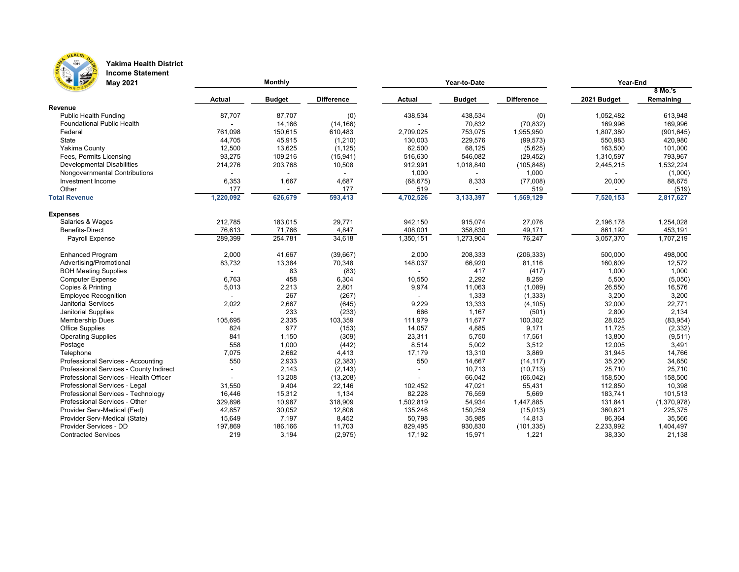**Yakima Health District**
**Income Statement**
**May 2021**

| | Monthly | | | Year-to-Date | | | Year-End | |
|---|---|---|---|---|---|---|---|---|
| | Actual | Budget | Difference | Actual | Budget | Difference | 2021 Budget | 8 Mo.'s Remaining |
| **Revenue** | | | | | | | | |
| Public Health Funding | 87,707 | 87,707 | (0) | 438,534 | 438,534 | (0) | 1,052,482 | 613,948 |
| Foundational Public Health | - | 14,166 | (14,166) | - | 70,832 | (70,832) | 169,996 | 169,996 |
| Federal | 761,098 | 150,615 | 610,483 | 2,709,025 | 753,075 | 1,955,950 | 1,807,380 | (901,645) |
| State | 44,705 | 45,915 | (1,210) | 130,003 | 229,576 | (99,573) | 550,983 | 420,980 |
| Yakima County | 12,500 | 13,625 | (1,125) | 62,500 | 68,125 | (5,625) | 163,500 | 101,000 |
| Fees, Permits Licensing | 93,275 | 109,216 | (15,941) | 516,630 | 546,082 | (29,452) | 1,310,597 | 793,967 |
| Developmental Disabilities | 214,276 | 203,768 | 10,508 | 912,991 | 1,018,840 | (105,848) | 2,445,215 | 1,532,224 |
| Nongovernmental Contributions | - | - | - | 1,000 | - | 1,000 | - | (1,000) |
| Investment Income | 6,353 | 1,667 | 4,687 | (68,675) | 8,333 | (77,008) | 20,000 | 88,675 |
| Other | 177 | - | 177 | 519 | - | 519 | - | (519) |
| **Total Revenue** | **1,220,092** | **626,679** | **593,413** | **4,702,526** | **3,133,397** | **1,569,129** | **7,520,153** | **2,817,627** |
| **Expenses** | | | | | | | | |
| Salaries & Wages | 212,785 | 183,015 | 29,771 | 942,150 | 915,074 | 27,076 | 2,196,178 | 1,254,028 |
| Benefits-Direct | 76,613 | 71,766 | 4,847 | 408,001 | 358,830 | 49,171 | 861,192 | 453,191 |
| Payroll Expense | 289,399 | 254,781 | 34,618 | 1,350,151 | 1,273,904 | 76,247 | 3,057,370 | 1,707,219 |
| Enhanced Program | 2,000 | 41,667 | (39,667) | 2,000 | 208,333 | (206,333) | 500,000 | 498,000 |
| Advertising/Promotional | 83,732 | 13,384 | 70,348 | 148,037 | 66,920 | 81,116 | 160,609 | 12,572 |
| BOH Meeting Supplies | - | 83 | (83) | - | 417 | (417) | 1,000 | 1,000 |
| Computer Expense | 6,763 | 458 | 6,304 | 10,550 | 2,292 | 8,259 | 5,500 | (5,050) |
| Copies & Printing | 5,013 | 2,213 | 2,801 | 9,974 | 11,063 | (1,089) | 26,550 | 16,576 |
| Employee Recognition | - | 267 | (267) | - | 1,333 | (1,333) | 3,200 | 3,200 |
| Janitorial Services | 2,022 | 2,667 | (645) | 9,229 | 13,333 | (4,105) | 32,000 | 22,771 |
| Janitorial Supplies | - | 233 | (233) | 666 | 1,167 | (501) | 2,800 | 2,134 |
| Membership Dues | 105,695 | 2,335 | 103,359 | 111,979 | 11,677 | 100,302 | 28,025 | (83,954) |
| Office Supplies | 824 | 977 | (153) | 14,057 | 4,885 | 9,171 | 11,725 | (2,332) |
| Operating Supplies | 841 | 1,150 | (309) | 23,311 | 5,750 | 17,561 | 13,800 | (9,511) |
| Postage | 558 | 1,000 | (442) | 8,514 | 5,002 | 3,512 | 12,005 | 3,491 |
| Telephone | 7,075 | 2,662 | 4,413 | 17,179 | 13,310 | 3,869 | 31,945 | 14,766 |
| Professional Services - Accounting | 550 | 2,933 | (2,383) | 550 | 14,667 | (14,117) | 35,200 | 34,650 |
| Professional Services - County Indirect | - | 2,143 | (2,143) | - | 10,713 | (10,713) | 25,710 | 25,710 |
| Professional Services - Health Officer | - | 13,208 | (13,208) | - | 66,042 | (66,042) | 158,500 | 158,500 |
| Professional Services - Legal | 31,550 | 9,404 | 22,146 | 102,452 | 47,021 | 55,431 | 112,850 | 10,398 |
| Professional Services - Technology | 16,446 | 15,312 | 1,134 | 82,228 | 76,559 | 5,669 | 183,741 | 101,513 |
| Professional Services - Other | 329,896 | 10,987 | 318,909 | 1,502,819 | 54,934 | 1,447,885 | 131,841 | (1,370,978) |
| Provider Serv-Medical (Fed) | 42,857 | 30,052 | 12,806 | 135,246 | 150,259 | (15,013) | 360,621 | 225,375 |
| Provider Serv-Medical (State) | 15,649 | 7,197 | 8,452 | 50,798 | 35,985 | 14,813 | 86,364 | 35,566 |
| Provider Services - DD | 197,869 | 186,166 | 11,703 | 829,495 | 930,830 | (101,335) | 2,233,992 | 1,404,497 |
| Contracted Services | 219 | 3,194 | (2,975) | 17,192 | 15,971 | 1,221 | 38,330 | 21,138 |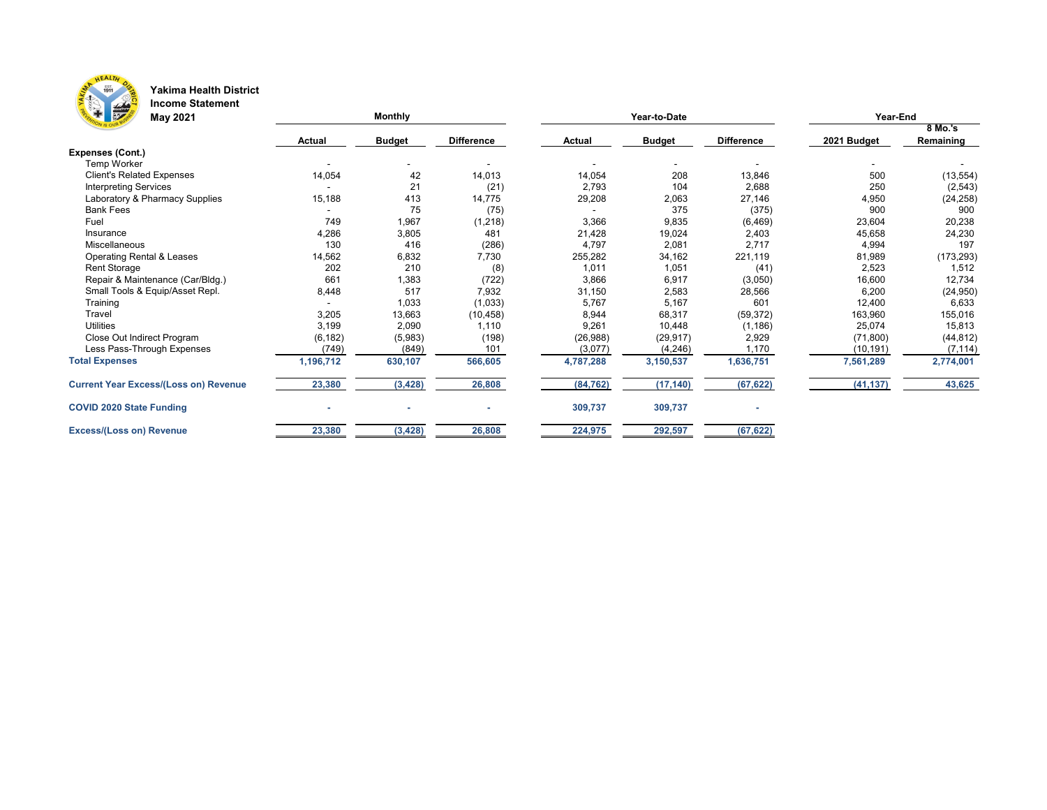**Yakima Health District**
**Income Statement**
**May 2021**

| | Monthly | | | Year-to-Date | | | Year-End | |
|---|---|---|---|---|---|---|---|---|
| | **Actual** | **Budget** | **Difference** | **Actual** | **Budget** | **Difference** | **2021 Budget** | **8 Mo.'s Remaining** |
| **Expenses (Cont.)** | | | | | | | | |
| Temp Worker | - | - | - | - | - | - | - | - |
| Client's Related Expenses | 14,054 | 42 | 14,013 | 14,054 | 208 | 13,846 | 500 | (13,554) |
| Interpreting Services | - | 21 | (21) | 2,793 | 104 | 2,688 | 250 | (2,543) |
| Laboratory & Pharmacy Supplies | 15,188 | 413 | 14,775 | 29,208 | 2,063 | 27,146 | 4,950 | (24,258) |
| Bank Fees | - | 75 | (75) | - | 375 | (375) | 900 | 900 |
| Fuel | 749 | 1,967 | (1,218) | 3,366 | 9,835 | (6,469) | 23,604 | 20,238 |
| Insurance | 4,286 | 3,805 | 481 | 21,428 | 19,024 | 2,403 | 45,658 | 24,230 |
| Miscellaneous | 130 | 416 | (286) | 4,797 | 2,081 | 2,717 | 4,994 | 197 |
| Operating Rental & Leases | 14,562 | 6,832 | 7,730 | 255,282 | 34,162 | 221,119 | 81,989 | (173,293) |
| Rent Storage | 202 | 210 | (8) | 1,011 | 1,051 | (41) | 2,523 | 1,512 |
| Repair & Maintenance (Car/Bldg.) | 661 | 1,383 | (722) | 3,866 | 6,917 | (3,050) | 16,600 | 12,734 |
| Small Tools & Equip/Asset Repl. | 8,448 | 517 | 7,932 | 31,150 | 2,583 | 28,566 | 6,200 | (24,950) |
| Training | - | 1,033 | (1,033) | 5,767 | 5,167 | 601 | 12,400 | 6,633 |
| Travel | 3,205 | 13,663 | (10,458) | 8,944 | 68,317 | (59,372) | 163,960 | 155,016 |
| Utilities | 3,199 | 2,090 | 1,110 | 9,261 | 10,448 | (1,186) | 25,074 | 15,813 |
| Close Out Indirect Program | (6,182) | (5,983) | (198) | (26,988) | (29,917) | 2,929 | (71,800) | (44,812) |
| Less Pass-Through Expenses | (749) | (849) | 101 | (3,077) | (4,246) | 1,170 | (10,191) | (7,114) |
| **Total Expenses** | **1,196,712** | **630,107** | **566,605** | **4,787,288** | **3,150,537** | **1,636,751** | **7,561,289** | **2,774,001** |
| **Current Year Excess/(Loss on) Revenue** | **23,380** | **(3,428)** | **26,808** | **(84,762)** | **(17,140)** | **(67,622)** | **(41,137)** | **43,625** |
| **COVID 2020 State Funding** | **-** | **-** | **-** | **309,737** | **309,737** | **-** | | |
| **Excess/(Loss on) Revenue** | **23,380** | **(3,428)** | **26,808** | **224,975** | **292,597** | **(67,622)** | | |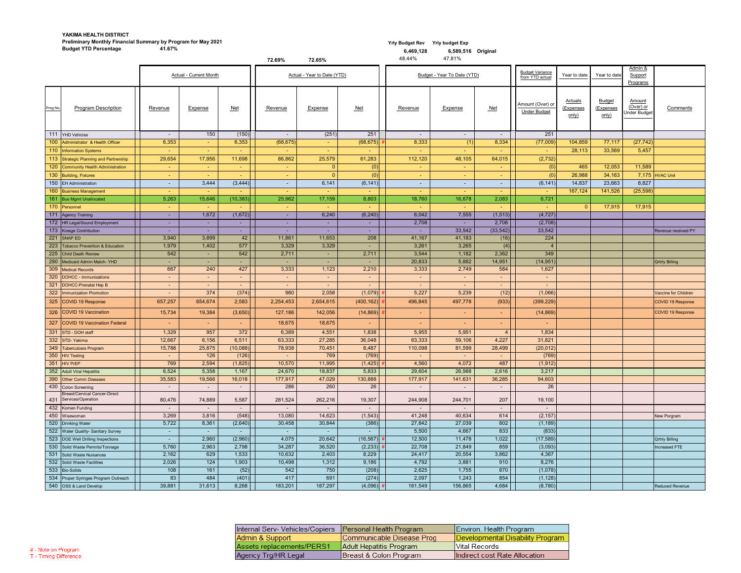**YAKIMA HEALTH DISTRICT**

**Preliminary Monthly Financial Summary by Program for May 2021**

**Budget YTD Percentage** 41.67%

| | Yrly Budget Rev | Yrly budget Exp | |
|---|---|---|---|
| | 6,469,128 | 6,589,516 | Original |
| | 48.44% | 47.81% | |

Actual YTD: 72.69% (Revenue), 72.65% (Expense)

| Prog No. | Program Description | Actual - Current Month Revenue | Actual - Current Month Expense | Actual - Current Month Net | Actual - Year to Date (YTD) Revenue | Actual - Year to Date (YTD) Expense | Actual - Year to Date (YTD) Net | | Budget - Year To Date (YTD) Revenue | Budget - Year To Date (YTD) Expense | Budget - Year To Date (YTD) Net | Budget Variance from YTD actual: Amount (Over) or Under Budget | Year to date Actuals (Expenses only) | Year to date Budget (Expenses only) | Admin & Support Programs Amount (Over) or Under Budget | Comments |
|---|---|---|---|---|---|---|---|---|---|---|---|---|---|---|---|---|
| 111 | YHD Vehicles | - | 150 | (150) | - | (251) | 251 | | - | - | - | 251 | | | | |
| 100 | Administrator & Health Officer | 6,353 | - | 6,353 | (68,675) | - | (68,675) | # | 8,333 | (1) | 8,334 | (77,009) | 104,859 | 77,117 | (27,742) | |
| 110 | Information Systems | - | - | - | - | - | - | | - | - | - | - | 28,113 | 33,569 | 5,457 | |
| 113 | Strategic Planning and Partnership | 29,654 | 17,956 | 11,698 | 86,862 | 25,579 | 61,283 | | 112,120 | 48,105 | 64,015 | (2,732) | | | | |
| 120 | Community Health Administration | - | - | - | - | 0 | (0) | | - | - | - | (0) | 465 | 12,053 | 11,589 | |
| 130 | Building, Fixtures | - | - | - | - | 0 | (0) | | - | - | - | (0) | 26,988 | 34,163 | 7,175 | HVAC Unit |
| 150 | EH Administration | - | 3,444 | (3,444) | - | 6,141 | (6,141) | | - | - | - | (6,141) | 14,837 | 23,663 | 8,827 | |
| 160 | Business Management | - | - | - | - | - | - | | - | - | - | - | 167,124 | 141,526 | (25,598) | |
| 161 | Bus Mgmt Unallocated | 5,263 | 15,646 | (10,383) | 25,962 | 17,159 | 8,803 | | 18,760 | 16,678 | 2,083 | 6,721 | | | | |
| 170 | Personnel | - | - | - | - | - | - | | - | - | - | - | 0 | 17,915 | 17,915 | |
| 171 | Agency Training | - | 1,672 | (1,672) | - | 6,240 | (6,240) | | 6,042 | 7,555 | (1,513) | (4,727) | | | | |
| 172 | HR Legal/Sound Employment | - | - | - | - | - | - | | 2,708 | - | 2,708 | (2,708) | | | | |
| 173 | Kresge Contribution | - | - | - | - | - | - | | - | 33,542 | (33,542) | 33,542 | | | | Revenue received PY |
| 221 | SNAP ED | 3,940 | 3,899 | 42 | 11,861 | 11,653 | 208 | | 41,167 | 41,183 | (16) | 224 | | | | |
| 223 | Tobacco Prevention & Education | 1,979 | 1,402 | 577 | 3,329 | 3,329 | - | | 3,261 | 3,265 | (4) | 4 | | | | |
| 225 | Child Death Review | 542 | - | 542 | 2,711 | - | 2,711 | | 3,544 | 1,182 | 2,362 | 349 | | | | |
| 290 | Medicaid Admin Match- YHD | - | - | - | - | - | - | | 20,833 | 5,882 | 14,951 | (14,951) | | | | Qrtrly Billing |
| 309 | Medical Records | 667 | 240 | 427 | 3,333 | 1,123 | 2,210 | | 3,333 | 2,749 | 584 | 1,627 | | | | |
| 320 | DOHCC - Immunizations | - | - | - | - | - | - | | - | - | - | - | | | | |
| 321 | DOHCC-Prenatal Hep B | - | - | - | - | - | - | | - | - | - | - | | | | |
| 322 | Immunization Promotion | - | 374 | (374) | 980 | 2,058 | (1,079) | # | 5,227 | 5,239 | (12) | (1,066) | | | | Vaccine for Children |
| 325 | COVID 19 Response | 657,257 | 654,674 | 2,583 | 2,254,453 | 2,654,615 | (400,162) | # | 496,845 | 497,778 | (933) | (399,229) | | | | COVID 19 Response |
| 326 | COVID 19 Vaccination | 15,734 | 19,384 | (3,650) | 127,186 | 142,056 | (14,869) | # | - | - | - | (14,869) | | | | COVID 19 Response |
| 327 | COVID 19 Vaccination Federal | - | - | - | 18,675 | 18,675 | - | | - | - | - | - | | | | |
| 331 | STD - DOH staff | 1,329 | 957 | 372 | 6,389 | 4,551 | 1,838 | | 5,955 | 5,951 | 4 | 1,834 | | | | |
| 332 | STD- Yakima | 12,667 | 6,156 | 6,511 | 63,333 | 27,285 | 36,048 | | 63,333 | 59,106 | 4,227 | 31,821 | | | | |
| 349 | Tuberculosis Program | 15,788 | 25,875 | (10,088) | 78,938 | 70,451 | 8,487 | | 110,098 | 81,599 | 28,499 | (20,012) | | | | |
| 350 | HIV Testing | - | 126 | (126) | - | 769 | (769) | | - | - | - | (769) | | | | |
| 351 | HIV PrEP | 769 | 2,594 | (1,825) | 10,570 | 11,995 | (1,425) | # | 4,560 | 4,072 | 487 | (1,912) | | | | |
| 352 | Adult Viral Hepatitis | 6,524 | 5,358 | 1,167 | 24,670 | 18,837 | 5,833 | | 29,604 | 26,988 | 2,616 | 3,217 | | | | |
| 390 | Other Comm Diseases | 35,583 | 19,566 | 16,018 | 177,917 | 47,029 | 130,888 | | 177,917 | 141,631 | 36,285 | 94,603 | | | | |
| 430 | Colon Screening | - | - | - | 286 | 260 | 26 | | - | - | - | 26 | | | | |
| 431 | Breast/Cervical Cancer-Direct Services/Operation | 80,476 | 74,889 | 5,587 | 281,524 | 262,216 | 19,307 | | 244,908 | 244,701 | 207 | 19,100 | | | | |
| 432 | Komen Funding | - | - | - | - | - | - | | - | - | - | - | | | | |
| 450 | Wisewoman | 3,269 | 3,816 | (548) | 13,080 | 14,623 | (1,543) | | 41,248 | 40,634 | 614 | (2,157) | | | | New Porgram |
| 520 | Drinking Water | 5,722 | 8,361 | (2,640) | 30,458 | 30,844 | (386) | | 27,842 | 27,039 | 802 | (1,189) | | | | |
| 522 | Water Quality- Sanitary Survey | - | - | - | - | - | - | | 5,500 | 4,667 | 833 | (833) | | | | |
| 523 | DOE Well Drilling Inspections | - | 2,960 | (2,960) | 4,075 | 20,642 | (16,567) | # | 12,500 | 11,478 | 1,022 | (17,589) | | | | Qrtrly Billing |
| 530 | Solid Waste Permits/Tonnage | 5,760 | 2,963 | 2,798 | 34,287 | 36,520 | (2,233) | # | 22,708 | 21,849 | 859 | (3,093) | | | | Increased FTE |
| 531 | Solid Waste Nuisances | 2,162 | 629 | 1,533 | 10,632 | 2,403 | 8,229 | | 24,417 | 20,554 | 3,862 | 4,367 | | | | |
| 532 | Solid Waste Facilities | 2,026 | 124 | 1,903 | 10,498 | 1,312 | 9,186 | | 4,792 | 3,881 | 910 | 8,276 | | | | |
| 533 | Bio-Solids | 108 | 161 | (52) | 542 | 750 | (208) | | 2,625 | 1,755 | 870 | (1,078) | | | | |
| 534 | Proper Syringes Program Outreach | 83 | 484 | (401) | 417 | 691 | (274) | | 2,097 | 1,243 | 854 | (1,128) | | | | |
| 540 | OSS & Land Develop | 39,881 | 31,613 | 8,268 | 183,201 | 187,297 | (4,096) | # | 161,549 | 156,865 | 4,684 | (8,780) | | | | Reduced Revenue |

| | | |
|---|---|---|
| Internal Serv- Vehicles/Copiers | Personal Health Program | Environ. Health Program |
| Admin & Support | Communicable Disease Prog | Developmental Disability Program |
| Assets replacements/PERS1 | Adult Hepatitis Program | Vital Records |
| Agency Trg/HR Legal | Breast & Colon Program | Indirect cost Rate Allocation |

\# - Note on Program

T - Timing Difference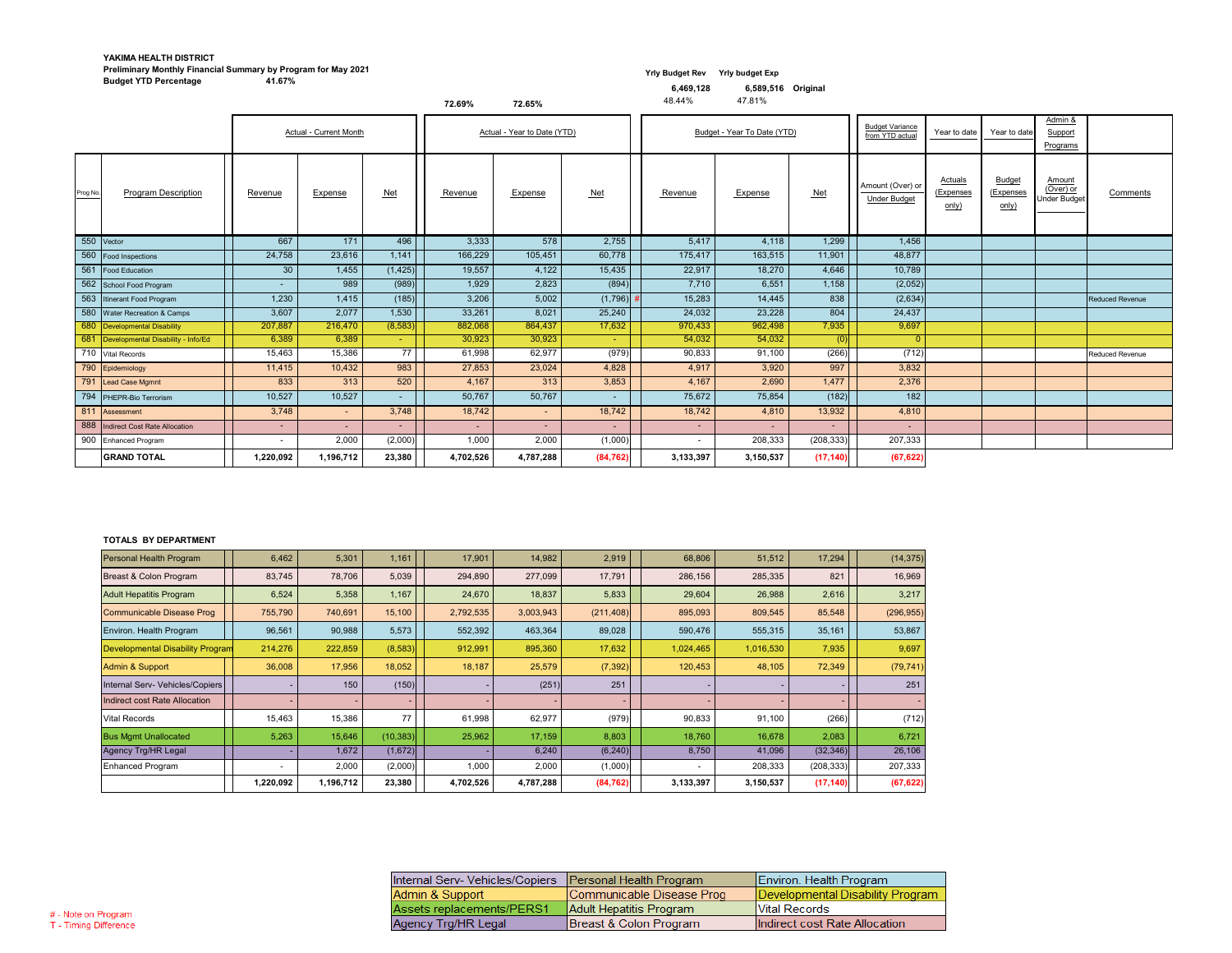**YAKIMA HEALTH DISTRICT**
**Preliminary Monthly Financial Summary by Program for May 2021**
**Budget YTD Percentage** 41.67%

| Yrly Budget Rev | Yrly budget Exp | |
|---|---|---|
| 6,469,128 | 6,589,516 | Original |
| 48.44% | 47.81% | |

72.69% 72.65%

| Prog No. | Program Description | Actual - Current Month | | | Actual - Year to Date (YTD) | | | Budget - Year To Date (YTD) | | | Budget Variance from YTD actual | Year to date | Year to date | Admin & Support Programs | Comments |
|---|---|---|---|---|---|---|---|---|---|---|---|---|---|---|---|
| | | Revenue | Expense | Net | Revenue | Expense | Net | Revenue | Expense | Net | Amount (Over) or Under Budget | Actuals (Expenses only) | Budget (Expenses only) | Amount (Over) or Under Budget | Comments |
| 550 | Vector | 667 | 171 | 496 | 3,333 | 578 | 2,755 | 5,417 | 4,118 | 1,299 | 1,456 | | | | |
| 560 | Food Inspections | 24,758 | 23,616 | 1,141 | 166,229 | 105,451 | 60,778 | 175,417 | 163,515 | 11,901 | 48,877 | | | | |
| 561 | Food Education | 30 | 1,455 | (1,425) | 19,557 | 4,122 | 15,435 | 22,917 | 18,270 | 4,646 | 10,789 | | | | |
| 562 | School Food Program | - | 989 | (989) | 1,929 | 2,823 | (894) | 7,710 | 6,551 | 1,158 | (2,052) | | | | |
| 563 | Itinerant Food Program | 1,230 | 1,415 | (185) | 3,206 | 5,002 | (1,796) # | 15,283 | 14,445 | 838 | (2,634) | | | | Reduced Revenue |
| 580 | Water Recreation & Camps | 3,607 | 2,077 | 1,530 | 33,261 | 8,021 | 25,240 | 24,032 | 23,228 | 804 | 24,437 | | | | |
| 680 | Developmental Disability | 207,887 | 216,470 | (8,583) | 882,068 | 864,437 | 17,632 | 970,433 | 962,498 | 7,935 | 9,697 | | | | |
| 681 | Developmental Disability - Info/Ed | 6,389 | 6,389 | - | 30,923 | 30,923 | - | 54,032 | 54,032 | (0) | 0 | | | | |
| 710 | Vital Records | 15,463 | 15,386 | 77 | 61,998 | 62,977 | (979) | 90,833 | 91,100 | (266) | (712) | | | | Reduced Revenue |
| 790 | Epidemiology | 11,415 | 10,432 | 983 | 27,853 | 23,024 | 4,828 | 4,917 | 3,920 | 997 | 3,832 | | | | |
| 791 | Lead Case Mgmnt | 833 | 313 | 520 | 4,167 | 313 | 3,853 | 4,167 | 2,690 | 1,477 | 2,376 | | | | |
| 794 | PHEPR-Bio Terrorism | 10,527 | 10,527 | - | 50,767 | 50,767 | - | 75,672 | 75,854 | (182) | 182 | | | | |
| 811 | Assessment | 3,748 | - | 3,748 | 18,742 | - | 18,742 | 18,742 | 4,810 | 13,932 | 4,810 | | | | |
| 888 | Indirect Cost Rate Allocation | - | - | - | - | - | - | - | - | - | - | | | | |
| 900 | Enhanced Program | - | 2,000 | (2,000) | 1,000 | 2,000 | (1,000) | - | 208,333 | (208,333) | 207,333 | | | | |
| | **GRAND TOTAL** | **1,220,092** | **1,196,712** | **23,380** | **4,702,526** | **4,787,288** | **(84,762)** | **3,133,397** | **3,150,537** | **(17,140)** | **(67,622)** | | | | |

**TOTALS BY DEPARTMENT**

| Department | Revenue | Expense | Net | Revenue | Expense | Net | Revenue | Expense | Net | Amount (Over) or Under Budget |
|---|---|---|---|---|---|---|---|---|---|---|
| Personal Health Program | 6,462 | 5,301 | 1,161 | 17,901 | 14,982 | 2,919 | 68,806 | 51,512 | 17,294 | (14,375) |
| Breast & Colon Program | 83,745 | 78,706 | 5,039 | 294,890 | 277,099 | 17,791 | 286,156 | 285,335 | 821 | 16,969 |
| Adult Hepatitis Program | 6,524 | 5,358 | 1,167 | 24,670 | 18,837 | 5,833 | 29,604 | 26,988 | 2,616 | 3,217 |
| Communicable Disease Prog | 755,790 | 740,691 | 15,100 | 2,792,535 | 3,003,943 | (211,408) | 895,093 | 809,545 | 85,548 | (296,955) |
| Environ. Health Program | 96,561 | 90,988 | 5,573 | 552,392 | 463,364 | 89,028 | 590,476 | 555,315 | 35,161 | 53,867 |
| Developmental Disability Program | 214,276 | 222,859 | (8,583) | 912,991 | 895,360 | 17,632 | 1,024,465 | 1,016,530 | 7,935 | 9,697 |
| Admin & Support | 36,008 | 17,956 | 18,052 | 18,187 | 25,579 | (7,392) | 120,453 | 48,105 | 72,349 | (79,741) |
| Internal Serv- Vehicles/Copiers | - | 150 | (150) | - | (251) | 251 | - | - | - | 251 |
| Indirect cost Rate Allocation | - | - | - | - | - | - | - | - | - | - |
| Vital Records | 15,463 | 15,386 | 77 | 61,998 | 62,977 | (979) | 90,833 | 91,100 | (266) | (712) |
| Bus Mgmt Unallocated | 5,263 | 15,646 | (10,383) | 25,962 | 17,159 | 8,803 | 18,760 | 16,678 | 2,083 | 6,721 |
| Agency Trg/HR Legal | - | 1,672 | (1,672) | - | 6,240 | (6,240) | 8,750 | 41,096 | (32,346) | 26,106 |
| Enhanced Program | - | 2,000 | (2,000) | 1,000 | 2,000 | (1,000) | - | 208,333 | (208,333) | 207,333 |
| | 1,220,092 | 1,196,712 | 23,380 | 4,702,526 | 4,787,288 | (84,762) | 3,133,397 | 3,150,537 | (17,140) | (67,622) |

| | | |
|---|---|---|
| Internal Serv- Vehicles/Copiers | Personal Health Program | Environ. Health Program |
| Admin & Support | Communicable Disease Prog | Developmental Disability Program |
| Assets replacements/PERS1 | Adult Hepatitis Program | Vital Records |
| Agency Trg/HR Legal | Breast & Colon Program | Indirect cost Rate Allocation |

\# - Note on Program
T - Timing Difference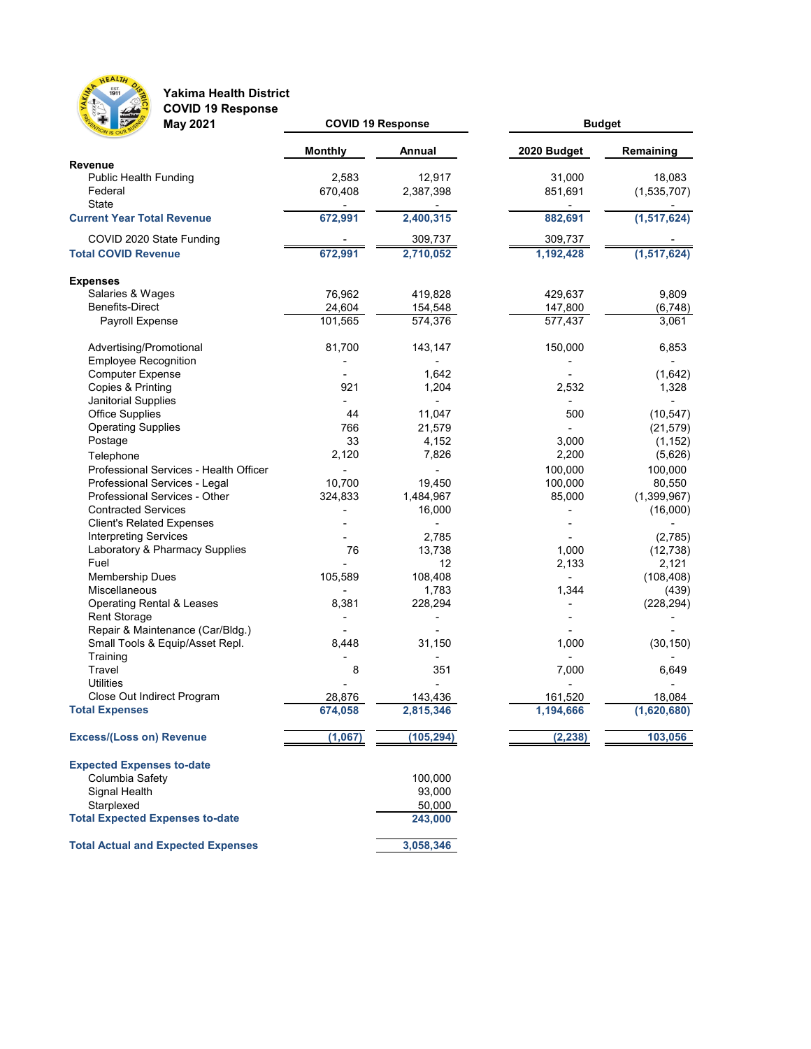# Yakima Health District
## COVID 19 Response
## May 2021

| | COVID 19 Response | | Budget | |
|---|---|---|---|---|
| | **Monthly** | **Annual** | **2020 Budget** | **Remaining** |
| **Revenue** | | | | |
| Public Health Funding | 2,583 | 12,917 | 31,000 | 18,083 |
| Federal | 670,408 | 2,387,398 | 851,691 | (1,535,707) |
| State | - | - | - | - |
| **Current Year Total Revenue** | **672,991** | **2,400,315** | **882,691** | **(1,517,624)** |
| COVID 2020 State Funding | - | 309,737 | 309,737 | - |
| **Total COVID Revenue** | **672,991** | **2,710,052** | **1,192,428** | **(1,517,624)** |
| **Expenses** | | | | |
| Salaries & Wages | 76,962 | 419,828 | 429,637 | 9,809 |
| Benefits-Direct | 24,604 | 154,548 | 147,800 | (6,748) |
| Payroll Expense | 101,565 | 574,376 | 577,437 | 3,061 |
| Advertising/Promotional | 81,700 | 143,147 | 150,000 | 6,853 |
| Employee Recognition | - | - | - | - |
| Computer Expense | - | 1,642 | - | (1,642) |
| Copies & Printing | 921 | 1,204 | 2,532 | 1,328 |
| Janitorial Supplies | - | - | - | - |
| Office Supplies | 44 | 11,047 | 500 | (10,547) |
| Operating Supplies | 766 | 21,579 | - | (21,579) |
| Postage | 33 | 4,152 | 3,000 | (1,152) |
| Telephone | 2,120 | 7,826 | 2,200 | (5,626) |
| Professional Services - Health Officer | - | - | 100,000 | 100,000 |
| Professional Services - Legal | 10,700 | 19,450 | 100,000 | 80,550 |
| Professional Services - Other | 324,833 | 1,484,967 | 85,000 | (1,399,967) |
| Contracted Services | - | 16,000 | - | (16,000) |
| Client's Related Expenses | - | - | - | - |
| Interpreting Services | - | 2,785 | - | (2,785) |
| Laboratory & Pharmacy Supplies | 76 | 13,738 | 1,000 | (12,738) |
| Fuel | - | 12 | 2,133 | 2,121 |
| Membership Dues | 105,589 | 108,408 | - | (108,408) |
| Miscellaneous | - | 1,783 | 1,344 | (439) |
| Operating Rental & Leases | 8,381 | 228,294 | - | (228,294) |
| Rent Storage | - | - | - | - |
| Repair & Maintenance (Car/Bldg.) | - | - | - | - |
| Small Tools & Equip/Asset Repl. | 8,448 | 31,150 | 1,000 | (30,150) |
| Training | - | - | - | - |
| Travel | 8 | 351 | 7,000 | 6,649 |
| Utilities | - | - | - | - |
| Close Out Indirect Program | 28,876 | 143,436 | 161,520 | 18,084 |
| **Total Expenses** | **674,058** | **2,815,346** | **1,194,666** | **(1,620,680)** |
| **Excess/(Loss on) Revenue** | **(1,067)** | **(105,294)** | **(2,238)** | **103,056** |
| **Expected Expenses to-date** | | | | |
| Columbia Safety | | 100,000 | | |
| Signal Health | | 93,000 | | |
| Starplexed | | 50,000 | | |
| **Total Expected Expenses to-date** | | **243,000** | | |
| **Total Actual and Expected Expenses** | | **3,058,346** | | |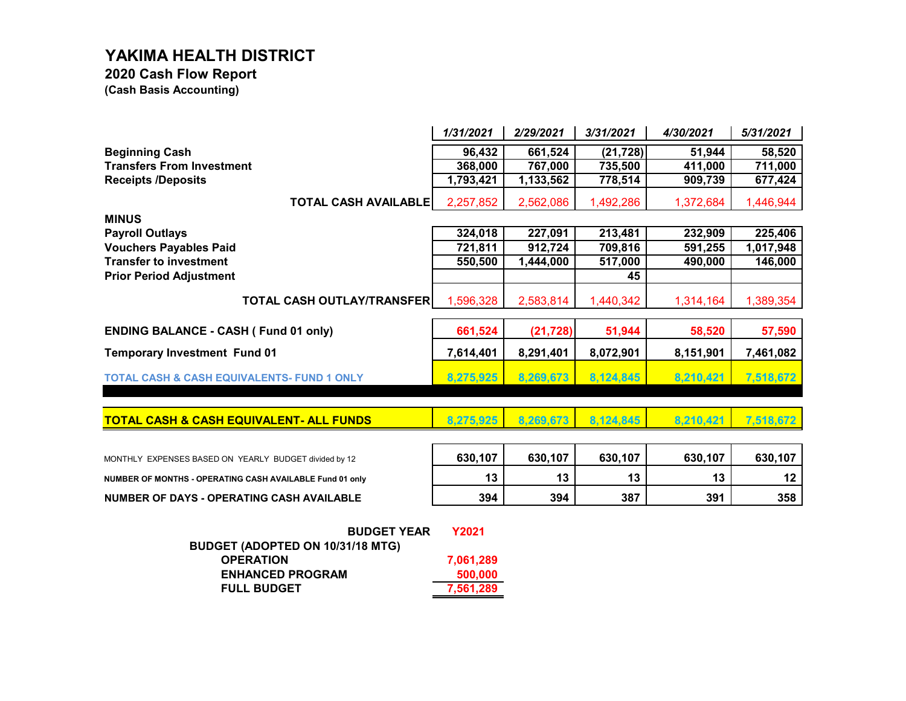# YAKIMA HEALTH DISTRICT

## 2020 Cash Flow Report

**(Cash Basis Accounting)**

| | *1/31/2021* | *2/29/2021* | *3/31/2021* | *4/30/2021* | *5/31/2021* |
|---|---|---|---|---|---|
| **Beginning Cash** | 96,432 | 661,524 | (21,728) | 51,944 | 58,520 |
| **Transfers From Investment** | 368,000 | 767,000 | 735,500 | 411,000 | 711,000 |
| **Receipts /Deposits** | 1,793,421 | 1,133,562 | 778,514 | 909,739 | 677,424 |
| **TOTAL CASH AVAILABLE** | 2,257,852 | 2,562,086 | 1,492,286 | 1,372,684 | 1,446,944 |
| **MINUS** | | | | | |
| **Payroll Outlays** | 324,018 | 227,091 | 213,481 | 232,909 | 225,406 |
| **Vouchers Payables Paid** | 721,811 | 912,724 | 709,816 | 591,255 | 1,017,948 |
| **Transfer to investment** | 550,500 | 1,444,000 | 517,000 | 490,000 | 146,000 |
| **Prior Period Adjustment** | | | 45 | | |
| **TOTAL CASH OUTLAY/TRANSFER** | 1,596,328 | 2,583,814 | 1,440,342 | 1,314,164 | 1,389,354 |
| **ENDING BALANCE - CASH ( Fund 01 only)** | 661,524 | (21,728) | 51,944 | 58,520 | 57,590 |
| **Temporary Investment Fund 01** | 7,614,401 | 8,291,401 | 8,072,901 | 8,151,901 | 7,461,082 |
| **TOTAL CASH & CASH EQUIVALENTS- FUND 1 ONLY** | 8,275,925 | 8,269,673 | 8,124,845 | 8,210,421 | 7,518,672 |
| **TOTAL CASH & CASH EQUIVALENT- ALL FUNDS** | 8,275,925 | 8,269,673 | 8,124,845 | 8,210,421 | 7,518,672 |
| MONTHLY EXPENSES BASED ON YEARLY BUDGET divided by 12 | 630,107 | 630,107 | 630,107 | 630,107 | 630,107 |
| **NUMBER OF MONTHS - OPERATING CASH AVAILABLE Fund 01 only** | 13 | 13 | 13 | 13 | 12 |
| **NUMBER OF DAYS - OPERATING CASH AVAILABLE** | 394 | 394 | 387 | 391 | 358 |

| | |
|---|---|
| **BUDGET YEAR** | **Y2021** |
| **BUDGET (ADOPTED ON 10/31/18 MTG)** | |
| **OPERATION** | **7,061,289** |
| **ENHANCED PROGRAM** | **500,000** |
| **FULL BUDGET** | **7,561,289** |